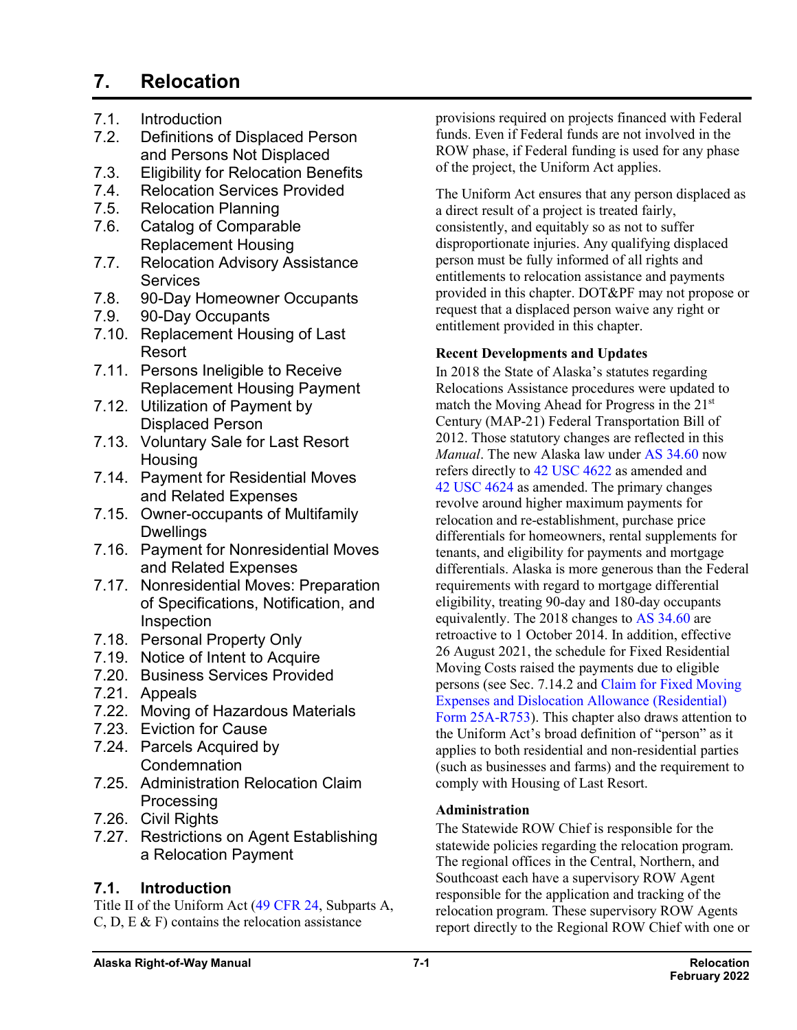# 7. Relocation

- 7.1. Introduction
- 7.2. Definitions of Displaced Person and Persons Not Displaced
- 7.3. Eligibility for Relocation Benefits
- 7.4. Relocation Services Provided
- 7.5. Relocation Planning
- 7.6. Catalog of Comparable Replacement Housing
- 7.7. Relocation Advisory Assistance Services
- 7.8. 90-Day Homeowner Occupants
- 7.9. 90-Day Occupants
- 7.10. Replacement Housing of Last Resort
- 7.11. Persons Ineligible to Receive Replacement Housing Payment
- 7.12. Utilization of Payment by Displaced Person
- 7.13. Voluntary Sale for Last Resort Housing
- 7.14. Payment for Residential Moves and Related Expenses
- 7.15. Owner-occupants of Multifamily Dwellings
- 7.16. Payment for Nonresidential Moves and Related Expenses
- 7.17. Nonresidential Moves: Preparation of Specifications, Notification, and Inspection
- 7.18. Personal Property Only
- 7.19. Notice of Intent to Acquire
- 7.20. Business Services Provided
- 7.21. Appeals
- 7.22. Moving of Hazardous Materials
- 7.23. Eviction for Cause
- 7.24. Parcels Acquired by Condemnation
- 7.25. Administration Relocation Claim Processing
- 7.26. Civil Rights
- 7.27. Restrictions on Agent Establishing a Relocation Payment

## 7.1. Introduction

Title II of the Uniform Act (49 CFR 24, Subparts A, C, D, E & F) contains the relocation assistance provisions required on projects financed with Federal funds. Even if Federal funds are not involved in the ROW phase, if Federal funding is used for any phase of the project, the Uniform Act applies.

The Uniform Act ensures that any person displaced as a direct result of a project is treated fairly, consistently, and equitably so as not to suffer disproportionate injuries. Any qualifying displaced person must be fully informed of all rights and entitlements to relocation assistance and payments provided in this chapter. DOT&PF may not propose or request that a displaced person waive any right or entitlement provided in this chapter.

**Recent Developments and Updates**

In 2018 the State of Alaska's statutes regarding Relocations Assistance procedures were updated to match the Moving Ahead for Progress in the 21st Century (MAP-21) Federal Transportation Bill of 2012. Those statutory changes are reflected in this *Manual*. The new Alaska law under AS 34.60 now refers directly to 42 USC 4622 as amended and 42 USC 4624 as amended. The primary changes revolve around higher maximum payments for relocation and re-establishment, purchase price differentials for homeowners, rental supplements for tenants, and eligibility for payments and mortgage differentials. Alaska is more generous than the Federal requirements with regard to mortgage differential eligibility, treating 90-day and 180-day occupants equivalently. The 2018 changes to AS 34.60 are retroactive to 1 October 2014. In addition, effective 26 August 2021, the schedule for Fixed Residential Moving Costs raised the payments due to eligible persons (see Sec. 7.14.2 and Claim for Fixed Moving Expenses and Dislocation Allowance (Residential) Form 25A-R753). This chapter also draws attention to the Uniform Act's broad definition of "person" as it applies to both residential and non-residential parties (such as businesses and farms) and the requirement to comply with Housing of Last Resort.

**Administration**

The Statewide ROW Chief is responsible for the statewide policies regarding the relocation program. The regional offices in the Central, Northern, and Southcoast each have a supervisory ROW Agent responsible for the application and tracking of the relocation program. These supervisory ROW Agents report directly to the Regional ROW Chief with one or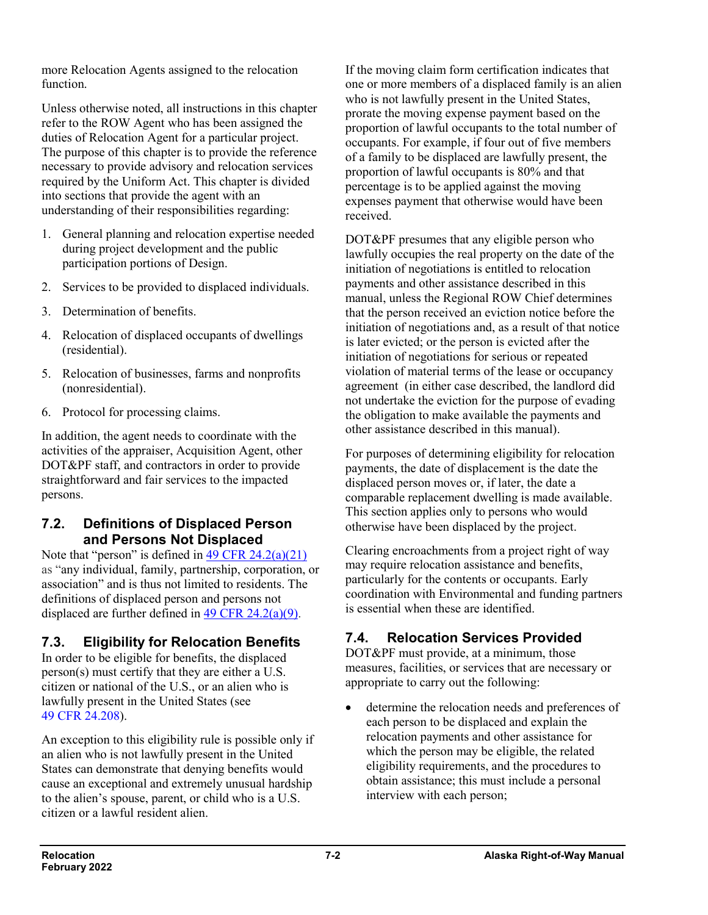more Relocation Agents assigned to the relocation function.

Unless otherwise noted, all instructions in this chapter refer to the ROW Agent who has been assigned the duties of Relocation Agent for a particular project. The purpose of this chapter is to provide the reference necessary to provide advisory and relocation services required by the Uniform Act. This chapter is divided into sections that provide the agent with an understanding of their responsibilities regarding:

1. General planning and relocation expertise needed during project development and the public participation portions of Design.
2. Services to be provided to displaced individuals.
3. Determination of benefits.
4. Relocation of displaced occupants of dwellings (residential).
5. Relocation of businesses, farms and nonprofits (nonresidential).
6. Protocol for processing claims.

In addition, the agent needs to coordinate with the activities of the appraiser, Acquisition Agent, other DOT&PF staff, and contractors in order to provide straightforward and fair services to the impacted persons.

## 7.2. Definitions of Displaced Person and Persons Not Displaced

Note that "person" is defined in [49 CFR 24.2(a)(21)](#) as "any individual, family, partnership, corporation, or association" and is thus not limited to residents. The definitions of displaced person and persons not displaced are further defined in [49 CFR 24.2(a)(9)](#).

## 7.3. Eligibility for Relocation Benefits

In order to be eligible for benefits, the displaced person(s) must certify that they are either a U.S. citizen or national of the U.S., or an alien who is lawfully present in the United States (see [49 CFR 24.208](#)).

An exception to this eligibility rule is possible only if an alien who is not lawfully present in the United States can demonstrate that denying benefits would cause an exceptional and extremely unusual hardship to the alien's spouse, parent, or child who is a U.S. citizen or a lawful resident alien.

If the moving claim form certification indicates that one or more members of a displaced family is an alien who is not lawfully present in the United States, prorate the moving expense payment based on the proportion of lawful occupants to the total number of occupants. For example, if four out of five members of a family to be displaced are lawfully present, the proportion of lawful occupants is 80% and that percentage is to be applied against the moving expenses payment that otherwise would have been received.

DOT&PF presumes that any eligible person who lawfully occupies the real property on the date of the initiation of negotiations is entitled to relocation payments and other assistance described in this manual, unless the Regional ROW Chief determines that the person received an eviction notice before the initiation of negotiations and, as a result of that notice is later evicted; or the person is evicted after the initiation of negotiations for serious or repeated violation of material terms of the lease or occupancy agreement (in either case described, the landlord did not undertake the eviction for the purpose of evading the obligation to make available the payments and other assistance described in this manual).

For purposes of determining eligibility for relocation payments, the date of displacement is the date the displaced person moves or, if later, the date a comparable replacement dwelling is made available. This section applies only to persons who would otherwise have been displaced by the project.

Clearing encroachments from a project right of way may require relocation assistance and benefits, particularly for the contents or occupants. Early coordination with Environmental and funding partners is essential when these are identified.

## 7.4. Relocation Services Provided

DOT&PF must provide, at a minimum, those measures, facilities, or services that are necessary or appropriate to carry out the following:

- determine the relocation needs and preferences of each person to be displaced and explain the relocation payments and other assistance for which the person may be eligible, the related eligibility requirements, and the procedures to obtain assistance; this must include a personal interview with each person;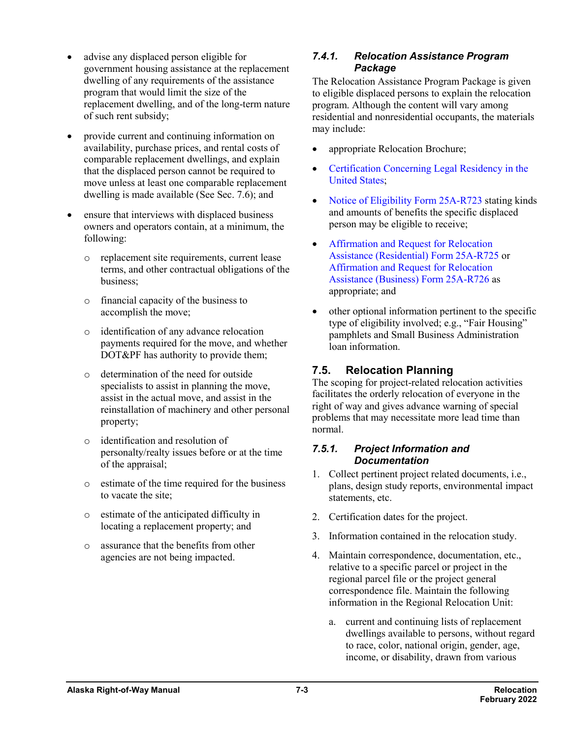- advise any displaced person eligible for government housing assistance at the replacement dwelling of any requirements of the assistance program that would limit the size of the replacement dwelling, and of the long-term nature of such rent subsidy;
- provide current and continuing information on availability, purchase prices, and rental costs of comparable replacement dwellings, and explain that the displaced person cannot be required to move unless at least one comparable replacement dwelling is made available (See Sec. 7.6); and
- ensure that interviews with displaced business owners and operators contain, at a minimum, the following:
  - replacement site requirements, current lease terms, and other contractual obligations of the business;
  - financial capacity of the business to accomplish the move;
  - identification of any advance relocation payments required for the move, and whether DOT&PF has authority to provide them;
  - determination of the need for outside specialists to assist in planning the move, assist in the actual move, and assist in the reinstallation of machinery and other personal property;
  - identification and resolution of personalty/realty issues before or at the time of the appraisal;
  - estimate of the time required for the business to vacate the site;
  - estimate of the anticipated difficulty in locating a replacement property; and
  - assurance that the benefits from other agencies are not being impacted.

### *7.4.1. Relocation Assistance Program Package*

The Relocation Assistance Program Package is given to eligible displaced persons to explain the relocation program. Although the content will vary among residential and nonresidential occupants, the materials may include:

- appropriate Relocation Brochure;
- Certification Concerning Legal Residency in the United States;
- Notice of Eligibility Form 25A-R723 stating kinds and amounts of benefits the specific displaced person may be eligible to receive;
- Affirmation and Request for Relocation Assistance (Residential) Form 25A-R725 or Affirmation and Request for Relocation Assistance (Business) Form 25A-R726 as appropriate; and
- other optional information pertinent to the specific type of eligibility involved; e.g., "Fair Housing" pamphlets and Small Business Administration loan information.

## 7.5. Relocation Planning

The scoping for project-related relocation activities facilitates the orderly relocation of everyone in the right of way and gives advance warning of special problems that may necessitate more lead time than normal.

### *7.5.1. Project Information and Documentation*

1. Collect pertinent project related documents, i.e., plans, design study reports, environmental impact statements, etc.
2. Certification dates for the project.
3. Information contained in the relocation study.
4. Maintain correspondence, documentation, etc., relative to a specific parcel or project in the regional parcel file or the project general correspondence file. Maintain the following information in the Regional Relocation Unit:
   a. current and continuing lists of replacement dwellings available to persons, without regard to race, color, national origin, gender, age, income, or disability, drawn from various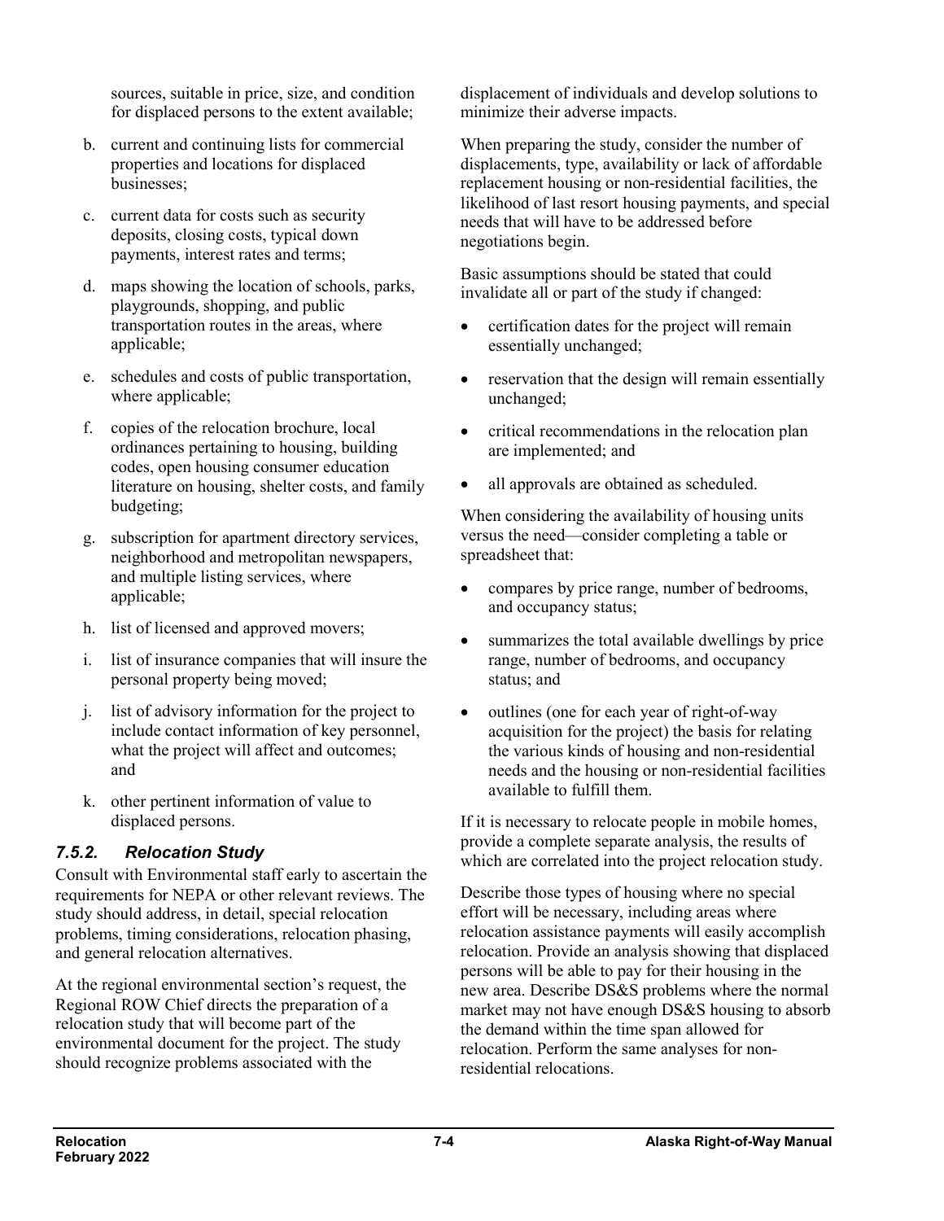sources, suitable in price, size, and condition for displaced persons to the extent available;

b. current and continuing lists for commercial properties and locations for displaced businesses;

c. current data for costs such as security deposits, closing costs, typical down payments, interest rates and terms;

d. maps showing the location of schools, parks, playgrounds, shopping, and public transportation routes in the areas, where applicable;

e. schedules and costs of public transportation, where applicable;

f. copies of the relocation brochure, local ordinances pertaining to housing, building codes, open housing consumer education literature on housing, shelter costs, and family budgeting;

g. subscription for apartment directory services, neighborhood and metropolitan newspapers, and multiple listing services, where applicable;

h. list of licensed and approved movers;

i. list of insurance companies that will insure the personal property being moved;

j. list of advisory information for the project to include contact information of key personnel, what the project will affect and outcomes; and

k. other pertinent information of value to displaced persons.

### *7.5.2. Relocation Study*

Consult with Environmental staff early to ascertain the requirements for NEPA or other relevant reviews. The study should address, in detail, special relocation problems, timing considerations, relocation phasing, and general relocation alternatives.

At the regional environmental section's request, the Regional ROW Chief directs the preparation of a relocation study that will become part of the environmental document for the project. The study should recognize problems associated with the displacement of individuals and develop solutions to minimize their adverse impacts.

When preparing the study, consider the number of displacements, type, availability or lack of affordable replacement housing or non-residential facilities, the likelihood of last resort housing payments, and special needs that will have to be addressed before negotiations begin.

Basic assumptions should be stated that could invalidate all or part of the study if changed:

- certification dates for the project will remain essentially unchanged;
- reservation that the design will remain essentially unchanged;
- critical recommendations in the relocation plan are implemented; and
- all approvals are obtained as scheduled.

When considering the availability of housing units versus the need—consider completing a table or spreadsheet that:

- compares by price range, number of bedrooms, and occupancy status;
- summarizes the total available dwellings by price range, number of bedrooms, and occupancy status; and
- outlines (one for each year of right-of-way acquisition for the project) the basis for relating the various kinds of housing and non-residential needs and the housing or non-residential facilities available to fulfill them.

If it is necessary to relocate people in mobile homes, provide a complete separate analysis, the results of which are correlated into the project relocation study.

Describe those types of housing where no special effort will be necessary, including areas where relocation assistance payments will easily accomplish relocation. Provide an analysis showing that displaced persons will be able to pay for their housing in the new area. Describe DS&S problems where the normal market may not have enough DS&S housing to absorb the demand within the time span allowed for relocation. Perform the same analyses for non-residential relocations.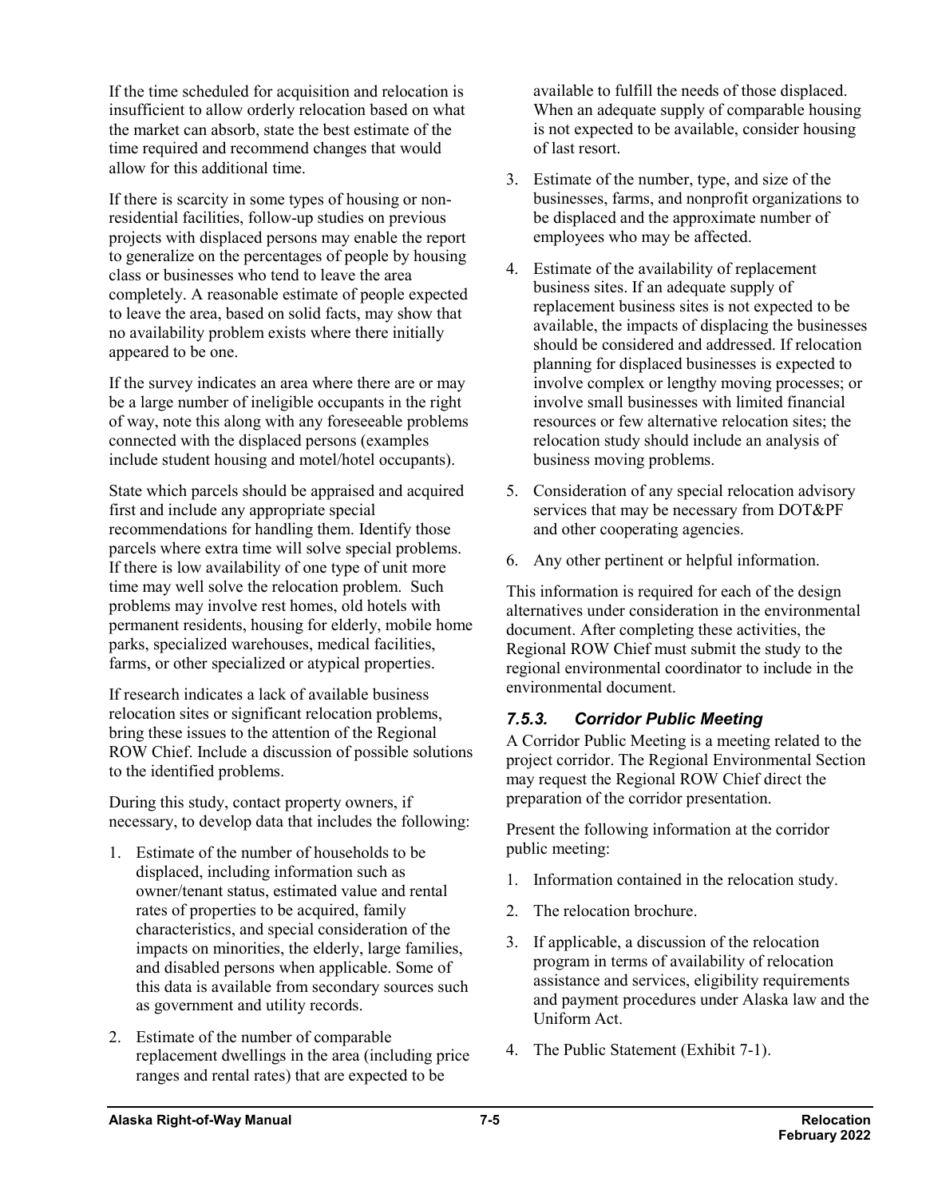If the time scheduled for acquisition and relocation is insufficient to allow orderly relocation based on what the market can absorb, state the best estimate of the time required and recommend changes that would allow for this additional time.

If there is scarcity in some types of housing or non-residential facilities, follow-up studies on previous projects with displaced persons may enable the report to generalize on the percentages of people by housing class or businesses who tend to leave the area completely. A reasonable estimate of people expected to leave the area, based on solid facts, may show that no availability problem exists where there initially appeared to be one.

If the survey indicates an area where there are or may be a large number of ineligible occupants in the right of way, note this along with any foreseeable problems connected with the displaced persons (examples include student housing and motel/hotel occupants).

State which parcels should be appraised and acquired first and include any appropriate special recommendations for handling them. Identify those parcels where extra time will solve special problems. If there is low availability of one type of unit more time may well solve the relocation problem. Such problems may involve rest homes, old hotels with permanent residents, housing for elderly, mobile home parks, specialized warehouses, medical facilities, farms, or other specialized or atypical properties.

If research indicates a lack of available business relocation sites or significant relocation problems, bring these issues to the attention of the Regional ROW Chief. Include a discussion of possible solutions to the identified problems.

During this study, contact property owners, if necessary, to develop data that includes the following:

1. Estimate of the number of households to be displaced, including information such as owner/tenant status, estimated value and rental rates of properties to be acquired, family characteristics, and special consideration of the impacts on minorities, the elderly, large families, and disabled persons when applicable. Some of this data is available from secondary sources such as government and utility records.
2. Estimate of the number of comparable replacement dwellings in the area (including price ranges and rental rates) that are expected to be available to fulfill the needs of those displaced. When an adequate supply of comparable housing is not expected to be available, consider housing of last resort.
3. Estimate of the number, type, and size of the businesses, farms, and nonprofit organizations to be displaced and the approximate number of employees who may be affected.
4. Estimate of the availability of replacement business sites. If an adequate supply of replacement business sites is not expected to be available, the impacts of displacing the businesses should be considered and addressed. If relocation planning for displaced businesses is expected to involve complex or lengthy moving processes; or involve small businesses with limited financial resources or few alternative relocation sites; the relocation study should include an analysis of business moving problems.
5. Consideration of any special relocation advisory services that may be necessary from DOT&PF and other cooperating agencies.
6. Any other pertinent or helpful information.

This information is required for each of the design alternatives under consideration in the environmental document. After completing these activities, the Regional ROW Chief must submit the study to the regional environmental coordinator to include in the environmental document.

### *7.5.3. Corridor Public Meeting*

A Corridor Public Meeting is a meeting related to the project corridor. The Regional Environmental Section may request the Regional ROW Chief direct the preparation of the corridor presentation.

Present the following information at the corridor public meeting:

1. Information contained in the relocation study.
2. The relocation brochure.
3. If applicable, a discussion of the relocation program in terms of availability of relocation assistance and services, eligibility requirements and payment procedures under Alaska law and the Uniform Act.
4. The Public Statement (Exhibit 7-1).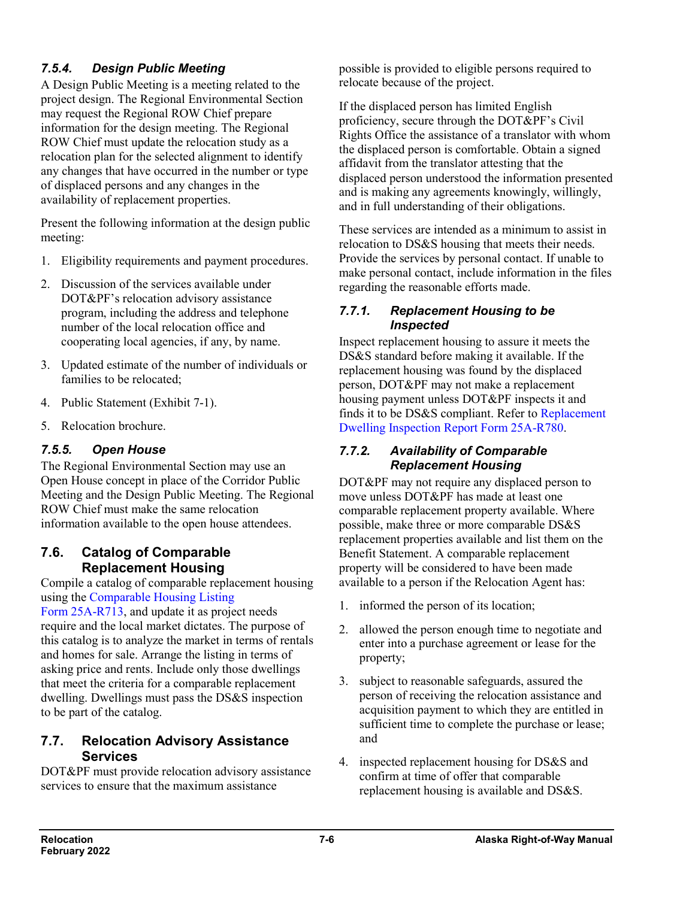#### 7.5.4. Design Public Meeting

A Design Public Meeting is a meeting related to the project design. The Regional Environmental Section may request the Regional ROW Chief prepare information for the design meeting. The Regional ROW Chief must update the relocation study as a relocation plan for the selected alignment to identify any changes that have occurred in the number or type of displaced persons and any changes in the availability of replacement properties.

Present the following information at the design public meeting:

1. Eligibility requirements and payment procedures.
2. Discussion of the services available under DOT&PF's relocation advisory assistance program, including the address and telephone number of the local relocation office and cooperating local agencies, if any, by name.
3. Updated estimate of the number of individuals or families to be relocated;
4. Public Statement (Exhibit 7-1).
5. Relocation brochure.

#### 7.5.5. Open House

The Regional Environmental Section may use an Open House concept in place of the Corridor Public Meeting and the Design Public Meeting. The Regional ROW Chief must make the same relocation information available to the open house attendees.

## 7.6. Catalog of Comparable Replacement Housing

Compile a catalog of comparable replacement housing using the Comparable Housing Listing Form 25A-R713, and update it as project needs require and the local market dictates. The purpose of this catalog is to analyze the market in terms of rentals and homes for sale. Arrange the listing in terms of asking price and rents. Include only those dwellings that meet the criteria for a comparable replacement dwelling. Dwellings must pass the DS&S inspection to be part of the catalog.

## 7.7. Relocation Advisory Assistance Services

DOT&PF must provide relocation advisory assistance services to ensure that the maximum assistance possible is provided to eligible persons required to relocate because of the project.

If the displaced person has limited English proficiency, secure through the DOT&PF's Civil Rights Office the assistance of a translator with whom the displaced person is comfortable. Obtain a signed affidavit from the translator attesting that the displaced person understood the information presented and is making any agreements knowingly, willingly, and in full understanding of their obligations.

These services are intended as a minimum to assist in relocation to DS&S housing that meets their needs. Provide the services by personal contact. If unable to make personal contact, include information in the files regarding the reasonable efforts made.

#### 7.7.1. Replacement Housing to be Inspected

Inspect replacement housing to assure it meets the DS&S standard before making it available. If the replacement housing was found by the displaced person, DOT&PF may not make a replacement housing payment unless DOT&PF inspects it and finds it to be DS&S compliant. Refer to Replacement Dwelling Inspection Report Form 25A-R780.

#### 7.7.2. Availability of Comparable Replacement Housing

DOT&PF may not require any displaced person to move unless DOT&PF has made at least one comparable replacement property available. Where possible, make three or more comparable DS&S replacement properties available and list them on the Benefit Statement. A comparable replacement property will be considered to have been made available to a person if the Relocation Agent has:

1. informed the person of its location;
2. allowed the person enough time to negotiate and enter into a purchase agreement or lease for the property;
3. subject to reasonable safeguards, assured the person of receiving the relocation assistance and acquisition payment to which they are entitled in sufficient time to complete the purchase or lease; and
4. inspected replacement housing for DS&S and confirm at time of offer that comparable replacement housing is available and DS&S.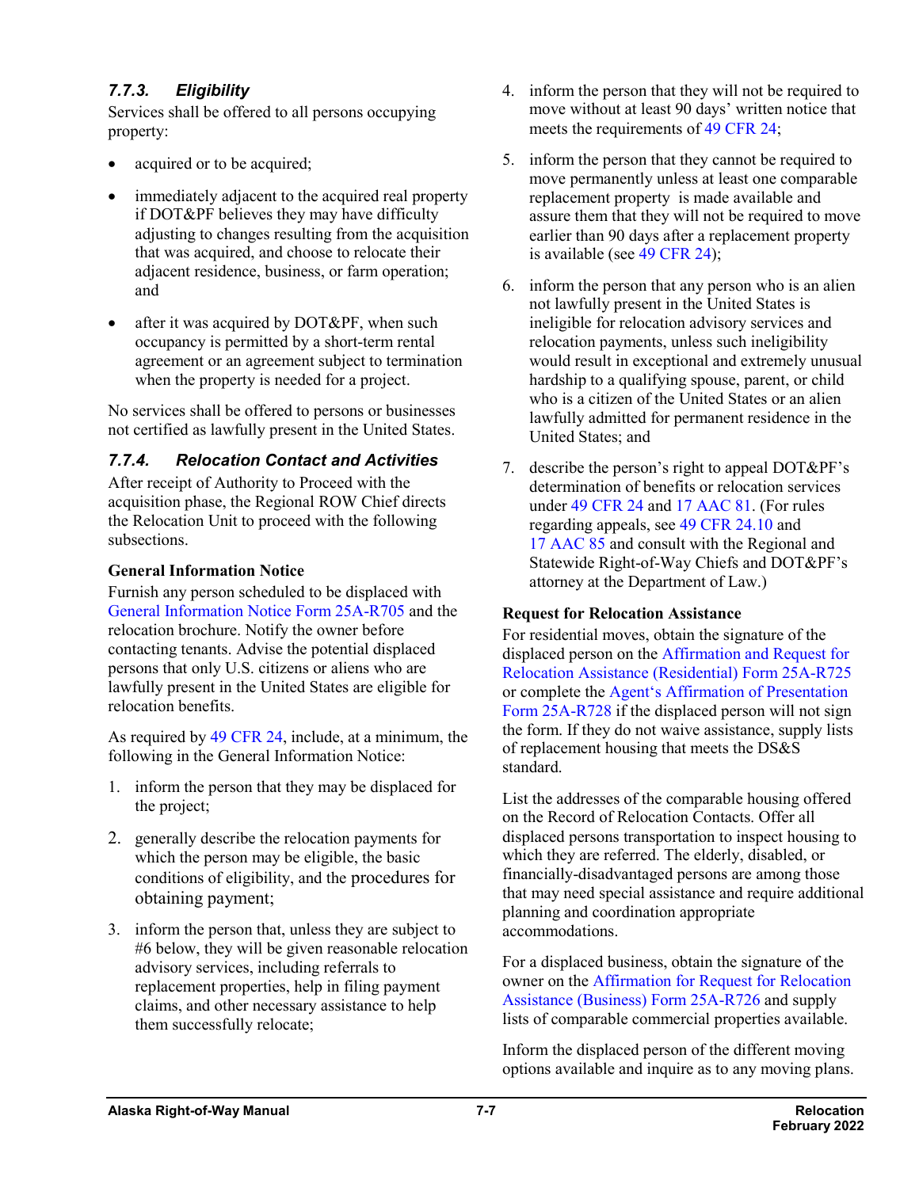### 7.7.3. Eligibility

Services shall be offered to all persons occupying property:

- acquired or to be acquired;
- immediately adjacent to the acquired real property if DOT&PF believes they may have difficulty adjusting to changes resulting from the acquisition that was acquired, and choose to relocate their adjacent residence, business, or farm operation; and
- after it was acquired by DOT&PF, when such occupancy is permitted by a short-term rental agreement or an agreement subject to termination when the property is needed for a project.

No services shall be offered to persons or businesses not certified as lawfully present in the United States.

### 7.7.4. Relocation Contact and Activities

After receipt of Authority to Proceed with the acquisition phase, the Regional ROW Chief directs the Relocation Unit to proceed with the following subsections.

**General Information Notice**

Furnish any person scheduled to be displaced with General Information Notice Form 25A-R705 and the relocation brochure. Notify the owner before contacting tenants. Advise the potential displaced persons that only U.S. citizens or aliens who are lawfully present in the United States are eligible for relocation benefits.

As required by 49 CFR 24, include, at a minimum, the following in the General Information Notice:

1. inform the person that they may be displaced for the project;
2. generally describe the relocation payments for which the person may be eligible, the basic conditions of eligibility, and the procedures for obtaining payment;
3. inform the person that, unless they are subject to #6 below, they will be given reasonable relocation advisory services, including referrals to replacement properties, help in filing payment claims, and other necessary assistance to help them successfully relocate;
4. inform the person that they will not be required to move without at least 90 days' written notice that meets the requirements of 49 CFR 24;
5. inform the person that they cannot be required to move permanently unless at least one comparable replacement property is made available and assure them that they will not be required to move earlier than 90 days after a replacement property is available (see 49 CFR 24);
6. inform the person that any person who is an alien not lawfully present in the United States is ineligible for relocation advisory services and relocation payments, unless such ineligibility would result in exceptional and extremely unusual hardship to a qualifying spouse, parent, or child who is a citizen of the United States or an alien lawfully admitted for permanent residence in the United States; and
7. describe the person's right to appeal DOT&PF's determination of benefits or relocation services under 49 CFR 24 and 17 AAC 81. (For rules regarding appeals, see 49 CFR 24.10 and 17 AAC 85 and consult with the Regional and Statewide Right-of-Way Chiefs and DOT&PF's attorney at the Department of Law.)

**Request for Relocation Assistance**

For residential moves, obtain the signature of the displaced person on the Affirmation and Request for Relocation Assistance (Residential) Form 25A-R725 or complete the Agent's Affirmation of Presentation Form 25A-R728 if the displaced person will not sign the form. If they do not waive assistance, supply lists of replacement housing that meets the DS&S standard.

List the addresses of the comparable housing offered on the Record of Relocation Contacts. Offer all displaced persons transportation to inspect housing to which they are referred. The elderly, disabled, or financially-disadvantaged persons are among those that may need special assistance and require additional planning and coordination appropriate accommodations.

For a displaced business, obtain the signature of the owner on the Affirmation for Request for Relocation Assistance (Business) Form 25A-R726 and supply lists of comparable commercial properties available.

Inform the displaced person of the different moving options available and inquire as to any moving plans.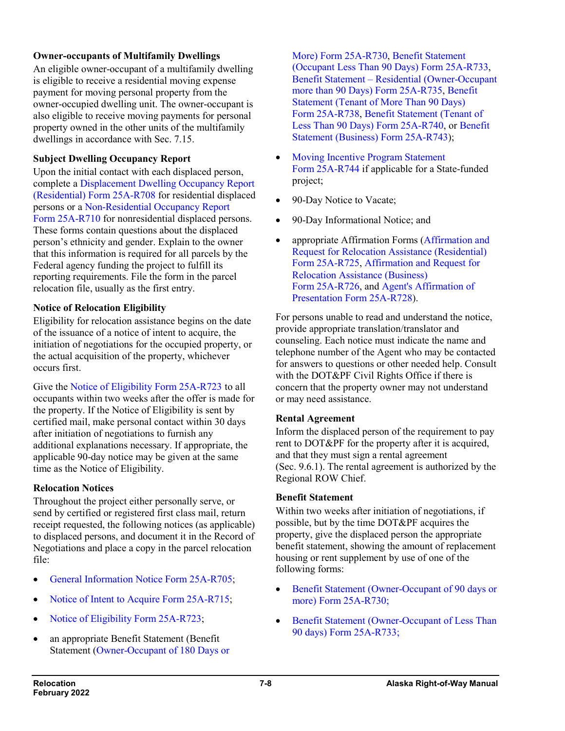### Owner-occupants of Multifamily Dwellings

An eligible owner-occupant of a multifamily dwelling is eligible to receive a residential moving expense payment for moving personal property from the owner-occupied dwelling unit. The owner-occupant is also eligible to receive moving payments for personal property owned in the other units of the multifamily dwellings in accordance with Sec. 7.15.

### Subject Dwelling Occupancy Report

Upon the initial contact with each displaced person, complete a Displacement Dwelling Occupancy Report (Residential) Form 25A-R708 for residential displaced persons or a Non-Residential Occupancy Report Form 25A-R710 for nonresidential displaced persons. These forms contain questions about the displaced person's ethnicity and gender. Explain to the owner that this information is required for all parcels by the Federal agency funding the project to fulfill its reporting requirements. File the form in the parcel relocation file, usually as the first entry.

### Notice of Relocation Eligibility

Eligibility for relocation assistance begins on the date of the issuance of a notice of intent to acquire, the initiation of negotiations for the occupied property, or the actual acquisition of the property, whichever occurs first.

Give the Notice of Eligibility Form 25A-R723 to all occupants within two weeks after the offer is made for the property. If the Notice of Eligibility is sent by certified mail, make personal contact within 30 days after initiation of negotiations to furnish any additional explanations necessary. If appropriate, the applicable 90-day notice may be given at the same time as the Notice of Eligibility.

### Relocation Notices

Throughout the project either personally serve, or send by certified or registered first class mail, return receipt requested, the following notices (as applicable) to displaced persons, and document it in the Record of Negotiations and place a copy in the parcel relocation file:

- General Information Notice Form 25A-R705;
- Notice of Intent to Acquire Form 25A-R715;
- Notice of Eligibility Form 25A-R723;
- an appropriate Benefit Statement (Benefit Statement (Owner-Occupant of 180 Days or More) Form 25A-R730, Benefit Statement (Occupant Less Than 90 Days) Form 25A-R733, Benefit Statement – Residential (Owner-Occupant more than 90 Days) Form 25A-R735, Benefit Statement (Tenant of More Than 90 Days) Form 25A-R738, Benefit Statement (Tenant of Less Than 90 Days) Form 25A-R740, or Benefit Statement (Business) Form 25A-R743);
- Moving Incentive Program Statement Form 25A-R744 if applicable for a State-funded project;
- 90-Day Notice to Vacate;
- 90-Day Informational Notice; and
- appropriate Affirmation Forms (Affirmation and Request for Relocation Assistance (Residential) Form 25A-R725, Affirmation and Request for Relocation Assistance (Business) Form 25A-R726, and Agent's Affirmation of Presentation Form 25A-R728).

For persons unable to read and understand the notice, provide appropriate translation/translator and counseling. Each notice must indicate the name and telephone number of the Agent who may be contacted for answers to questions or other needed help. Consult with the DOT&PF Civil Rights Office if there is concern that the property owner may not understand or may need assistance.

### Rental Agreement

Inform the displaced person of the requirement to pay rent to DOT&PF for the property after it is acquired, and that they must sign a rental agreement (Sec. 9.6.1). The rental agreement is authorized by the Regional ROW Chief.

### Benefit Statement

Within two weeks after initiation of negotiations, if possible, but by the time DOT&PF acquires the property, give the displaced person the appropriate benefit statement, showing the amount of replacement housing or rent supplement by use of one of the following forms:

- Benefit Statement (Owner-Occupant of 90 days or more) Form 25A-R730;
- Benefit Statement (Owner-Occupant of Less Than 90 days) Form 25A-R733;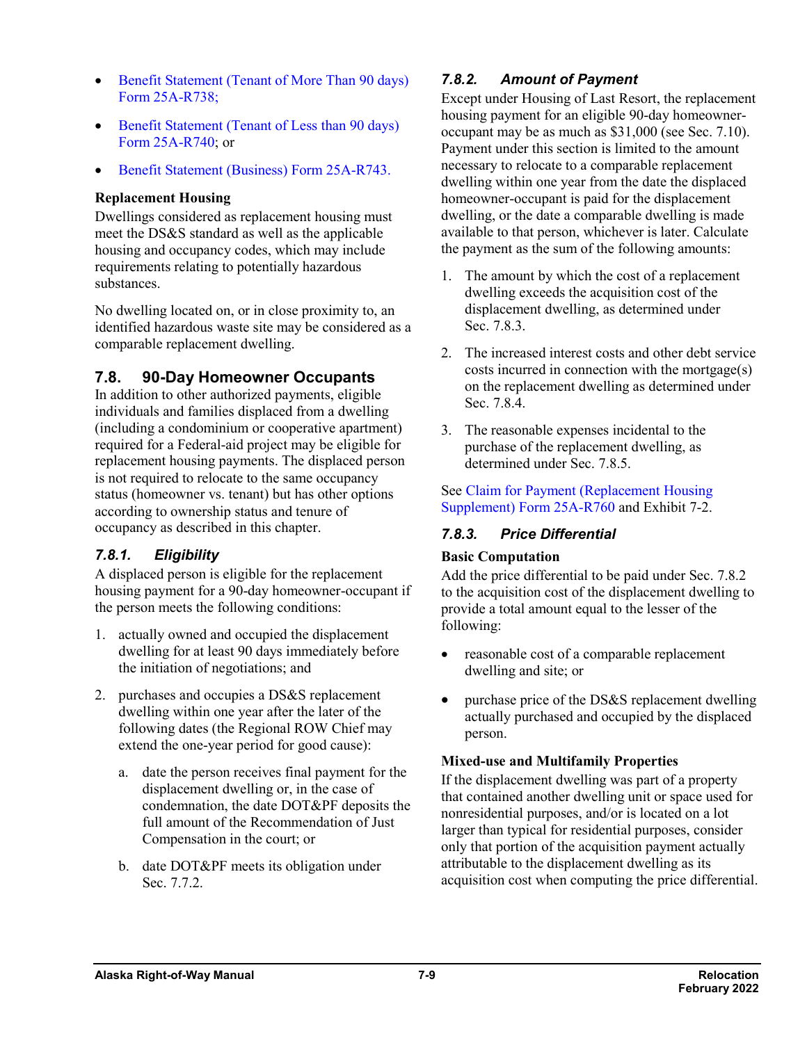- Benefit Statement (Tenant of More Than 90 days) Form 25A-R738;
- Benefit Statement (Tenant of Less than 90 days) Form 25A-R740; or
- Benefit Statement (Business) Form 25A-R743.

**Replacement Housing**

Dwellings considered as replacement housing must meet the DS&S standard as well as the applicable housing and occupancy codes, which may include requirements relating to potentially hazardous substances.

No dwelling located on, or in close proximity to, an identified hazardous waste site may be considered as a comparable replacement dwelling.

## 7.8. 90-Day Homeowner Occupants

In addition to other authorized payments, eligible individuals and families displaced from a dwelling (including a condominium or cooperative apartment) required for a Federal-aid project may be eligible for replacement housing payments. The displaced person is not required to relocate to the same occupancy status (homeowner vs. tenant) but has other options according to ownership status and tenure of occupancy as described in this chapter.

### *7.8.1. Eligibility*

A displaced person is eligible for the replacement housing payment for a 90-day homeowner-occupant if the person meets the following conditions:

1. actually owned and occupied the displacement dwelling for at least 90 days immediately before the initiation of negotiations; and
2. purchases and occupies a DS&S replacement dwelling within one year after the later of the following dates (the Regional ROW Chief may extend the one-year period for good cause):
   a. date the person receives final payment for the displacement dwelling or, in the case of condemnation, the date DOT&PF deposits the full amount of the Recommendation of Just Compensation in the court; or
   b. date DOT&PF meets its obligation under Sec. 7.7.2.

### *7.8.2. Amount of Payment*

Except under Housing of Last Resort, the replacement housing payment for an eligible 90-day homeowner-occupant may be as much as $31,000 (see Sec. 7.10). Payment under this section is limited to the amount necessary to relocate to a comparable replacement dwelling within one year from the date the displaced homeowner-occupant is paid for the displacement dwelling, or the date a comparable dwelling is made available to that person, whichever is later. Calculate the payment as the sum of the following amounts:

1. The amount by which the cost of a replacement dwelling exceeds the acquisition cost of the displacement dwelling, as determined under Sec. 7.8.3.
2. The increased interest costs and other debt service costs incurred in connection with the mortgage(s) on the replacement dwelling as determined under Sec. 7.8.4.
3. The reasonable expenses incidental to the purchase of the replacement dwelling, as determined under Sec. 7.8.5.

See Claim for Payment (Replacement Housing Supplement) Form 25A-R760 and Exhibit 7-2.

### *7.8.3. Price Differential*

**Basic Computation**

Add the price differential to be paid under Sec. 7.8.2 to the acquisition cost of the displacement dwelling to provide a total amount equal to the lesser of the following:

- reasonable cost of a comparable replacement dwelling and site; or
- purchase price of the DS&S replacement dwelling actually purchased and occupied by the displaced person.

**Mixed-use and Multifamily Properties**

If the displacement dwelling was part of a property that contained another dwelling unit or space used for nonresidential purposes, and/or is located on a lot larger than typical for residential purposes, consider only that portion of the acquisition payment actually attributable to the displacement dwelling as its acquisition cost when computing the price differential.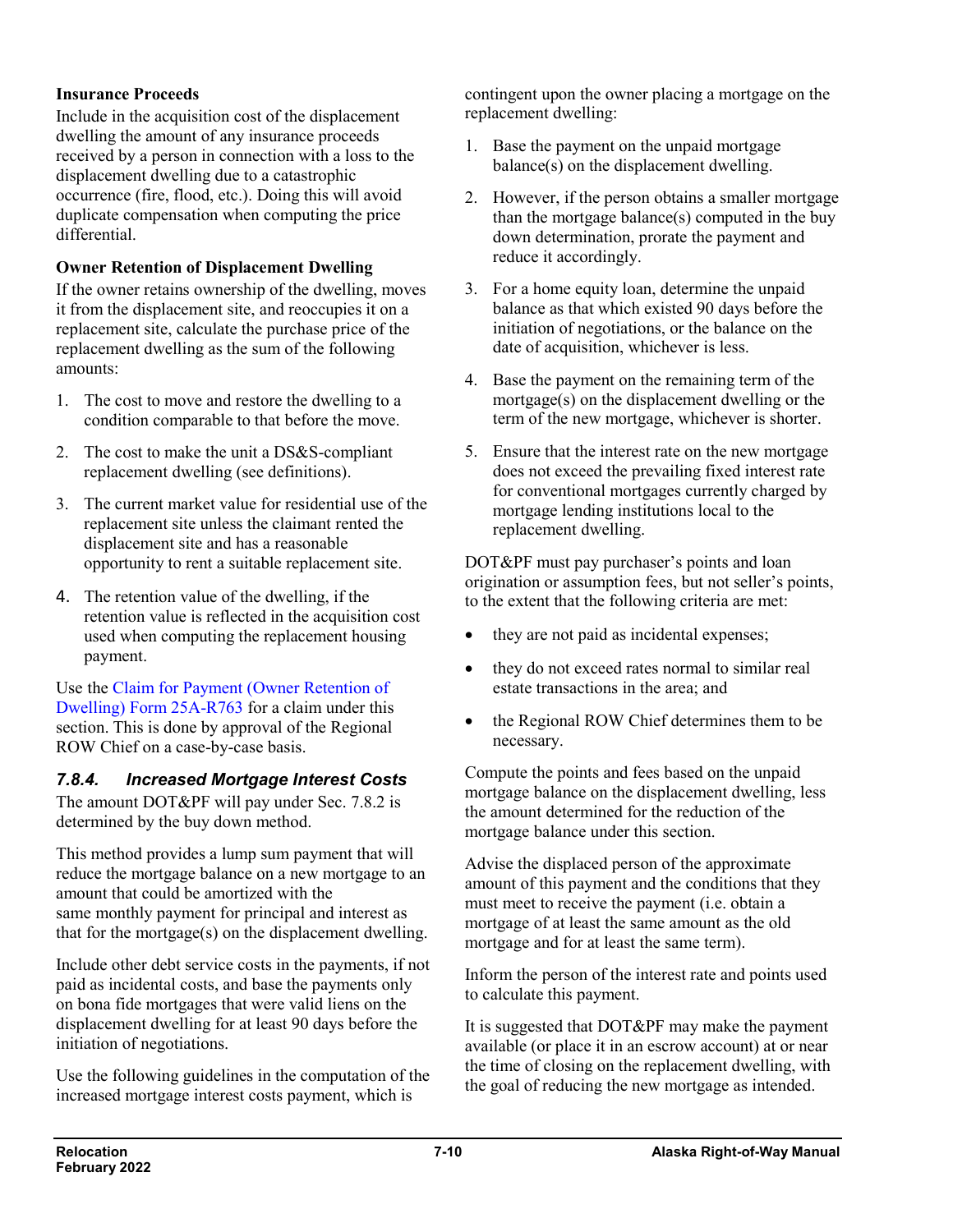**Insurance Proceeds**

Include in the acquisition cost of the displacement dwelling the amount of any insurance proceeds received by a person in connection with a loss to the displacement dwelling due to a catastrophic occurrence (fire, flood, etc.). Doing this will avoid duplicate compensation when computing the price differential.

**Owner Retention of Displacement Dwelling**

If the owner retains ownership of the dwelling, moves it from the displacement site, and reoccupies it on a replacement site, calculate the purchase price of the replacement dwelling as the sum of the following amounts:

1. The cost to move and restore the dwelling to a condition comparable to that before the move.
2. The cost to make the unit a DS&S-compliant replacement dwelling (see definitions).
3. The current market value for residential use of the replacement site unless the claimant rented the displacement site and has a reasonable opportunity to rent a suitable replacement site.
4. The retention value of the dwelling, if the retention value is reflected in the acquisition cost used when computing the replacement housing payment.

Use the Claim for Payment (Owner Retention of Dwelling) Form 25A-R763 for a claim under this section. This is done by approval of the Regional ROW Chief on a case-by-case basis.

### *7.8.4. Increased Mortgage Interest Costs*

The amount DOT&PF will pay under Sec. 7.8.2 is determined by the buy down method.

This method provides a lump sum payment that will reduce the mortgage balance on a new mortgage to an amount that could be amortized with the same monthly payment for principal and interest as that for the mortgage(s) on the displacement dwelling.

Include other debt service costs in the payments, if not paid as incidental costs, and base the payments only on bona fide mortgages that were valid liens on the displacement dwelling for at least 90 days before the initiation of negotiations.

Use the following guidelines in the computation of the increased mortgage interest costs payment, which is contingent upon the owner placing a mortgage on the replacement dwelling:

1. Base the payment on the unpaid mortgage balance(s) on the displacement dwelling.
2. However, if the person obtains a smaller mortgage than the mortgage balance(s) computed in the buy down determination, prorate the payment and reduce it accordingly.
3. For a home equity loan, determine the unpaid balance as that which existed 90 days before the initiation of negotiations, or the balance on the date of acquisition, whichever is less.
4. Base the payment on the remaining term of the mortgage(s) on the displacement dwelling or the term of the new mortgage, whichever is shorter.
5. Ensure that the interest rate on the new mortgage does not exceed the prevailing fixed interest rate for conventional mortgages currently charged by mortgage lending institutions local to the replacement dwelling.

DOT&PF must pay purchaser's points and loan origination or assumption fees, but not seller's points, to the extent that the following criteria are met:

- they are not paid as incidental expenses;
- they do not exceed rates normal to similar real estate transactions in the area; and
- the Regional ROW Chief determines them to be necessary.

Compute the points and fees based on the unpaid mortgage balance on the displacement dwelling, less the amount determined for the reduction of the mortgage balance under this section.

Advise the displaced person of the approximate amount of this payment and the conditions that they must meet to receive the payment (i.e. obtain a mortgage of at least the same amount as the old mortgage and for at least the same term).

Inform the person of the interest rate and points used to calculate this payment.

It is suggested that DOT&PF may make the payment available (or place it in an escrow account) at or near the time of closing on the replacement dwelling, with the goal of reducing the new mortgage as intended.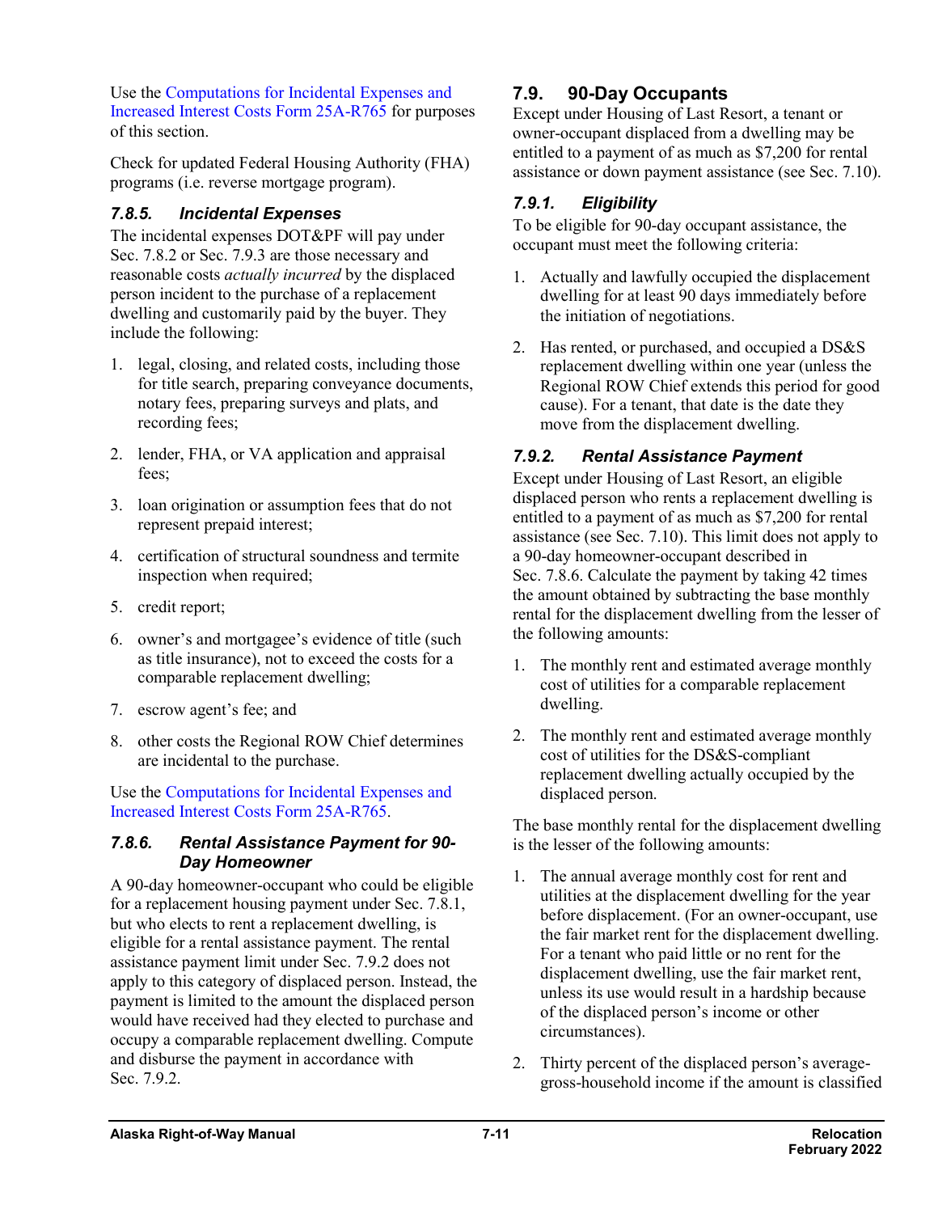Use the Computations for Incidental Expenses and Increased Interest Costs Form 25A-R765 for purposes of this section.

Check for updated Federal Housing Authority (FHA) programs (i.e. reverse mortgage program).

### *7.8.5. Incidental Expenses*

The incidental expenses DOT&PF will pay under Sec. 7.8.2 or Sec. 7.9.3 are those necessary and reasonable costs *actually incurred* by the displaced person incident to the purchase of a replacement dwelling and customarily paid by the buyer. They include the following:

1. legal, closing, and related costs, including those for title search, preparing conveyance documents, notary fees, preparing surveys and plats, and recording fees;
2. lender, FHA, or VA application and appraisal fees;
3. loan origination or assumption fees that do not represent prepaid interest;
4. certification of structural soundness and termite inspection when required;
5. credit report;
6. owner's and mortgagee's evidence of title (such as title insurance), not to exceed the costs for a comparable replacement dwelling;
7. escrow agent's fee; and
8. other costs the Regional ROW Chief determines are incidental to the purchase.

Use the Computations for Incidental Expenses and Increased Interest Costs Form 25A-R765.

### *7.8.6. Rental Assistance Payment for 90-Day Homeowner*

A 90-day homeowner-occupant who could be eligible for a replacement housing payment under Sec. 7.8.1, but who elects to rent a replacement dwelling, is eligible for a rental assistance payment. The rental assistance payment limit under Sec. 7.9.2 does not apply to this category of displaced person. Instead, the payment is limited to the amount the displaced person would have received had they elected to purchase and occupy a comparable replacement dwelling. Compute and disburse the payment in accordance with Sec. 7.9.2.

## 7.9. 90-Day Occupants

Except under Housing of Last Resort, a tenant or owner-occupant displaced from a dwelling may be entitled to a payment of as much as $7,200 for rental assistance or down payment assistance (see Sec. 7.10).

### *7.9.1. Eligibility*

To be eligible for 90-day occupant assistance, the occupant must meet the following criteria:

1. Actually and lawfully occupied the displacement dwelling for at least 90 days immediately before the initiation of negotiations.
2. Has rented, or purchased, and occupied a DS&S replacement dwelling within one year (unless the Regional ROW Chief extends this period for good cause). For a tenant, that date is the date they move from the displacement dwelling.

### *7.9.2. Rental Assistance Payment*

Except under Housing of Last Resort, an eligible displaced person who rents a replacement dwelling is entitled to a payment of as much as $7,200 for rental assistance (see Sec. 7.10). This limit does not apply to a 90-day homeowner-occupant described in Sec. 7.8.6. Calculate the payment by taking 42 times the amount obtained by subtracting the base monthly rental for the displacement dwelling from the lesser of the following amounts:

1. The monthly rent and estimated average monthly cost of utilities for a comparable replacement dwelling.
2. The monthly rent and estimated average monthly cost of utilities for the DS&S-compliant replacement dwelling actually occupied by the displaced person.

The base monthly rental for the displacement dwelling is the lesser of the following amounts:

1. The annual average monthly cost for rent and utilities at the displacement dwelling for the year before displacement. (For an owner-occupant, use the fair market rent for the displacement dwelling. For a tenant who paid little or no rent for the displacement dwelling, use the fair market rent, unless its use would result in a hardship because of the displaced person's income or other circumstances).
2. Thirty percent of the displaced person's average-gross-household income if the amount is classified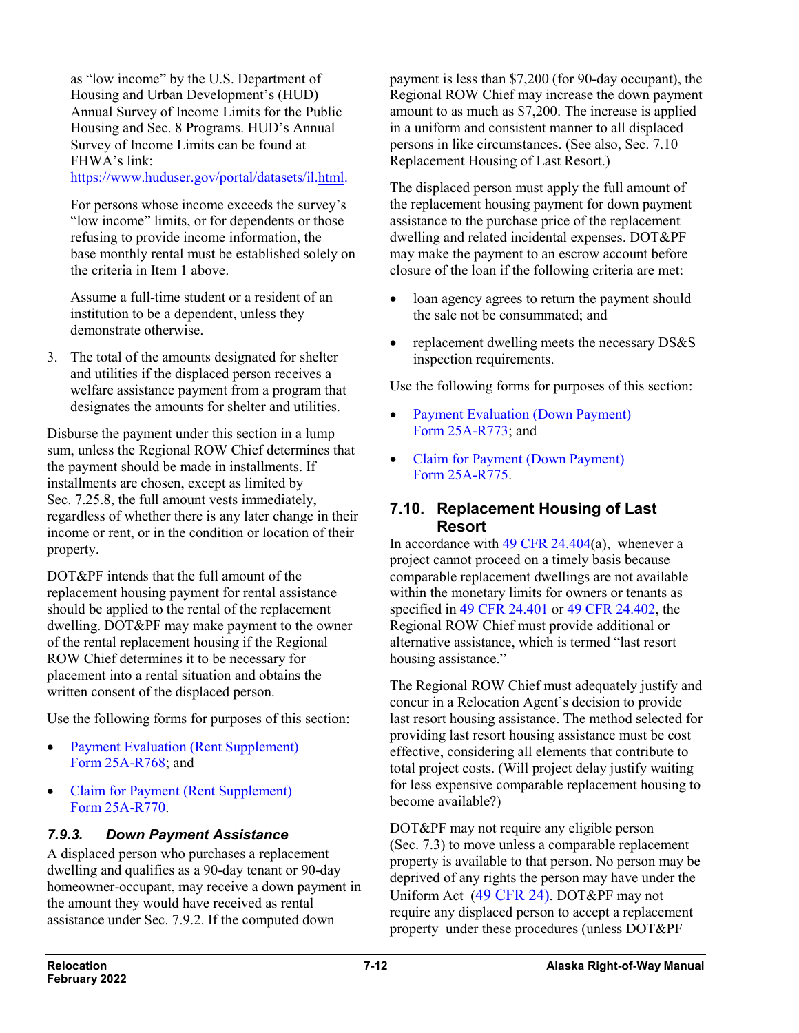as "low income" by the U.S. Department of Housing and Urban Development's (HUD) Annual Survey of Income Limits for the Public Housing and Sec. 8 Programs. HUD's Annual Survey of Income Limits can be found at FHWA's link: https://www.huduser.gov/portal/datasets/il.html.

For persons whose income exceeds the survey's "low income" limits, or for dependents or those refusing to provide income information, the base monthly rental must be established solely on the criteria in Item 1 above.

Assume a full-time student or a resident of an institution to be a dependent, unless they demonstrate otherwise.

3. The total of the amounts designated for shelter and utilities if the displaced person receives a welfare assistance payment from a program that designates the amounts for shelter and utilities.

Disburse the payment under this section in a lump sum, unless the Regional ROW Chief determines that the payment should be made in installments. If installments are chosen, except as limited by Sec. 7.25.8, the full amount vests immediately, regardless of whether there is any later change in their income or rent, or in the condition or location of their property.

DOT&PF intends that the full amount of the replacement housing payment for rental assistance should be applied to the rental of the replacement dwelling. DOT&PF may make payment to the owner of the rental replacement housing if the Regional ROW Chief determines it to be necessary for placement into a rental situation and obtains the written consent of the displaced person.

Use the following forms for purposes of this section:

- Payment Evaluation (Rent Supplement) Form 25A-R768; and
- Claim for Payment (Rent Supplement) Form 25A-R770.

### *7.9.3. Down Payment Assistance*

A displaced person who purchases a replacement dwelling and qualifies as a 90-day tenant or 90-day homeowner-occupant, may receive a down payment in the amount they would have received as rental assistance under Sec. 7.9.2. If the computed down payment is less than $7,200 (for 90-day occupant), the Regional ROW Chief may increase the down payment amount to as much as $7,200. The increase is applied in a uniform and consistent manner to all displaced persons in like circumstances. (See also, Sec. 7.10 Replacement Housing of Last Resort.)

The displaced person must apply the full amount of the replacement housing payment for down payment assistance to the purchase price of the replacement dwelling and related incidental expenses. DOT&PF may make the payment to an escrow account before closure of the loan if the following criteria are met:

- loan agency agrees to return the payment should the sale not be consummated; and
- replacement dwelling meets the necessary DS&S inspection requirements.

Use the following forms for purposes of this section:

- Payment Evaluation (Down Payment) Form 25A-R773; and
- Claim for Payment (Down Payment) Form 25A-R775.

## 7.10. Replacement Housing of Last Resort

In accordance with 49 CFR 24.404(a), whenever a project cannot proceed on a timely basis because comparable replacement dwellings are not available within the monetary limits for owners or tenants as specified in 49 CFR 24.401 or 49 CFR 24.402, the Regional ROW Chief must provide additional or alternative assistance, which is termed "last resort housing assistance."

The Regional ROW Chief must adequately justify and concur in a Relocation Agent's decision to provide last resort housing assistance. The method selected for providing last resort housing assistance must be cost effective, considering all elements that contribute to total project costs. (Will project delay justify waiting for less expensive comparable replacement housing to become available?)

DOT&PF may not require any eligible person (Sec. 7.3) to move unless a comparable replacement property is available to that person. No person may be deprived of any rights the person may have under the Uniform Act (49 CFR 24). DOT&PF may not require any displaced person to accept a replacement property under these procedures (unless DOT&PF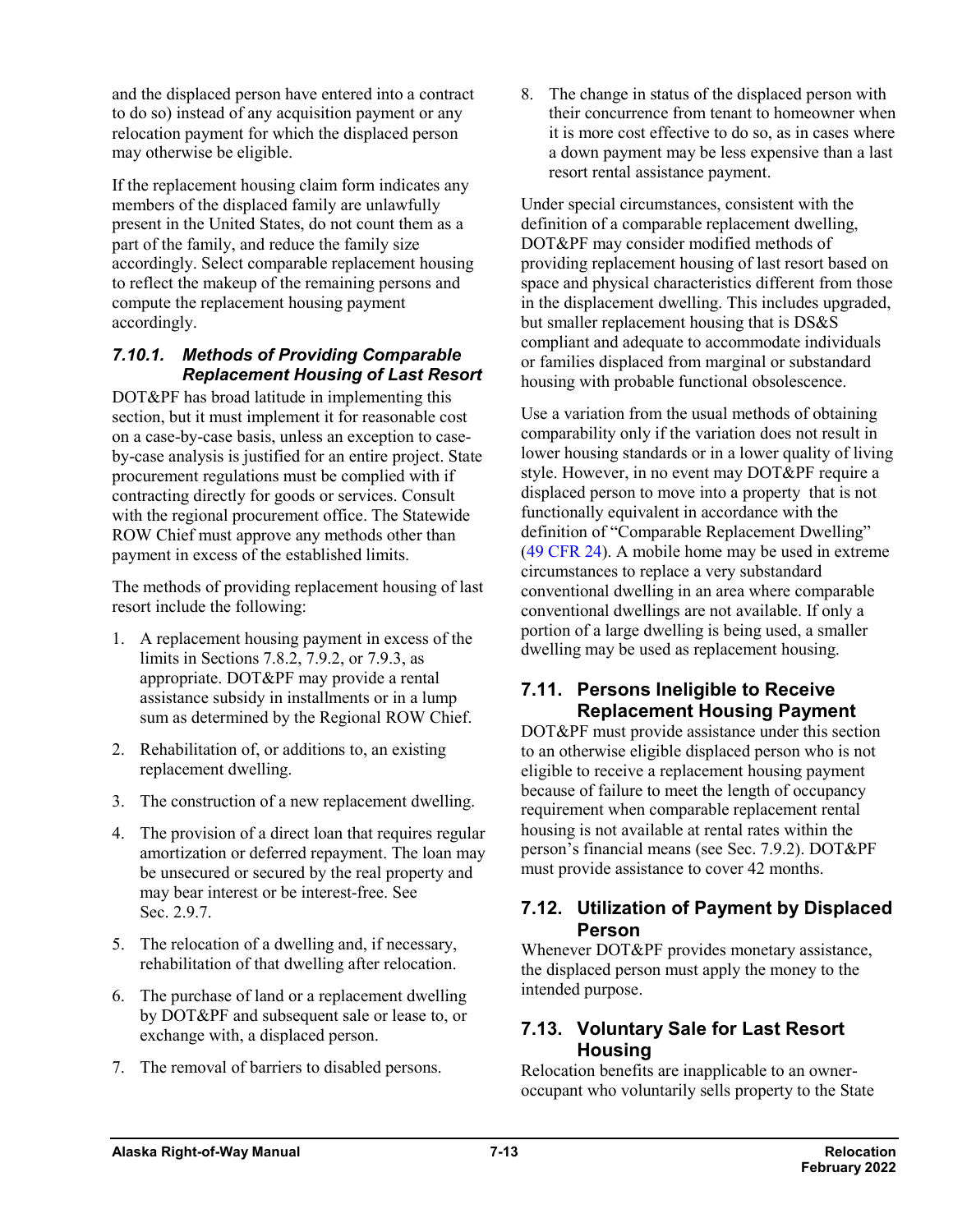and the displaced person have entered into a contract to do so) instead of any acquisition payment or any relocation payment for which the displaced person may otherwise be eligible.

If the replacement housing claim form indicates any members of the displaced family are unlawfully present in the United States, do not count them as a part of the family, and reduce the family size accordingly. Select comparable replacement housing to reflect the makeup of the remaining persons and compute the replacement housing payment accordingly.

### *7.10.1. Methods of Providing Comparable Replacement Housing of Last Resort*

DOT&PF has broad latitude in implementing this section, but it must implement it for reasonable cost on a case-by-case basis, unless an exception to case-by-case analysis is justified for an entire project. State procurement regulations must be complied with if contracting directly for goods or services. Consult with the regional procurement office. The Statewide ROW Chief must approve any methods other than payment in excess of the established limits.

The methods of providing replacement housing of last resort include the following:

1. A replacement housing payment in excess of the limits in Sections 7.8.2, 7.9.2, or 7.9.3, as appropriate. DOT&PF may provide a rental assistance subsidy in installments or in a lump sum as determined by the Regional ROW Chief.
2. Rehabilitation of, or additions to, an existing replacement dwelling.
3. The construction of a new replacement dwelling.
4. The provision of a direct loan that requires regular amortization or deferred repayment. The loan may be unsecured or secured by the real property and may bear interest or be interest-free. See Sec. 2.9.7.
5. The relocation of a dwelling and, if necessary, rehabilitation of that dwelling after relocation.
6. The purchase of land or a replacement dwelling by DOT&PF and subsequent sale or lease to, or exchange with, a displaced person.
7. The removal of barriers to disabled persons.
8. The change in status of the displaced person with their concurrence from tenant to homeowner when it is more cost effective to do so, as in cases where a down payment may be less expensive than a last resort rental assistance payment.

Under special circumstances, consistent with the definition of a comparable replacement dwelling, DOT&PF may consider modified methods of providing replacement housing of last resort based on space and physical characteristics different from those in the displacement dwelling. This includes upgraded, but smaller replacement housing that is DS&S compliant and adequate to accommodate individuals or families displaced from marginal or substandard housing with probable functional obsolescence.

Use a variation from the usual methods of obtaining comparability only if the variation does not result in lower housing standards or in a lower quality of living style. However, in no event may DOT&PF require a displaced person to move into a property that is not functionally equivalent in accordance with the definition of "Comparable Replacement Dwelling" (49 CFR 24). A mobile home may be used in extreme circumstances to replace a very substandard conventional dwelling in an area where comparable conventional dwellings are not available. If only a portion of a large dwelling is being used, a smaller dwelling may be used as replacement housing.

## 7.11. Persons Ineligible to Receive Replacement Housing Payment

DOT&PF must provide assistance under this section to an otherwise eligible displaced person who is not eligible to receive a replacement housing payment because of failure to meet the length of occupancy requirement when comparable replacement rental housing is not available at rental rates within the person's financial means (see Sec. 7.9.2). DOT&PF must provide assistance to cover 42 months.

## 7.12. Utilization of Payment by Displaced Person

Whenever DOT&PF provides monetary assistance, the displaced person must apply the money to the intended purpose.

## 7.13. Voluntary Sale for Last Resort Housing

Relocation benefits are inapplicable to an owner-occupant who voluntarily sells property to the State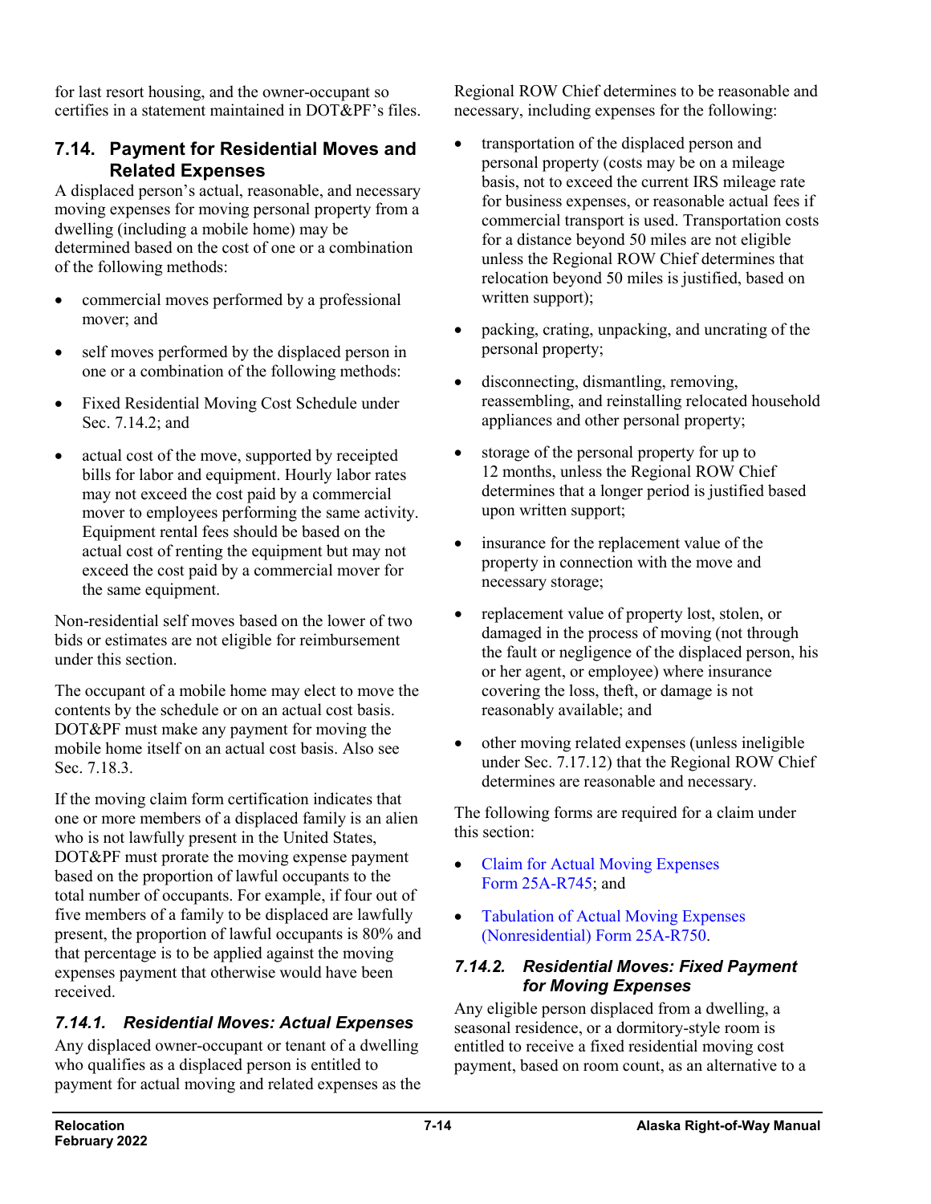for last resort housing, and the owner-occupant so certifies in a statement maintained in DOT&PF's files.

## 7.14. Payment for Residential Moves and Related Expenses

A displaced person's actual, reasonable, and necessary moving expenses for moving personal property from a dwelling (including a mobile home) may be determined based on the cost of one or a combination of the following methods:

- commercial moves performed by a professional mover; and
- self moves performed by the displaced person in one or a combination of the following methods:
- Fixed Residential Moving Cost Schedule under Sec. 7.14.2; and
- actual cost of the move, supported by receipted bills for labor and equipment. Hourly labor rates may not exceed the cost paid by a commercial mover to employees performing the same activity. Equipment rental fees should be based on the actual cost of renting the equipment but may not exceed the cost paid by a commercial mover for the same equipment.

Non-residential self moves based on the lower of two bids or estimates are not eligible for reimbursement under this section.

The occupant of a mobile home may elect to move the contents by the schedule or on an actual cost basis. DOT&PF must make any payment for moving the mobile home itself on an actual cost basis. Also see Sec. 7.18.3.

If the moving claim form certification indicates that one or more members of a displaced family is an alien who is not lawfully present in the United States, DOT&PF must prorate the moving expense payment based on the proportion of lawful occupants to the total number of occupants. For example, if four out of five members of a family to be displaced are lawfully present, the proportion of lawful occupants is 80% and that percentage is to be applied against the moving expenses payment that otherwise would have been received.

### *7.14.1. Residential Moves: Actual Expenses*

Any displaced owner-occupant or tenant of a dwelling who qualifies as a displaced person is entitled to payment for actual moving and related expenses as the Regional ROW Chief determines to be reasonable and necessary, including expenses for the following:

- transportation of the displaced person and personal property (costs may be on a mileage basis, not to exceed the current IRS mileage rate for business expenses, or reasonable actual fees if commercial transport is used. Transportation costs for a distance beyond 50 miles are not eligible unless the Regional ROW Chief determines that relocation beyond 50 miles is justified, based on written support);
- packing, crating, unpacking, and uncrating of the personal property;
- disconnecting, dismantling, removing, reassembling, and reinstalling relocated household appliances and other personal property;
- storage of the personal property for up to 12 months, unless the Regional ROW Chief determines that a longer period is justified based upon written support;
- insurance for the replacement value of the property in connection with the move and necessary storage;
- replacement value of property lost, stolen, or damaged in the process of moving (not through the fault or negligence of the displaced person, his or her agent, or employee) where insurance covering the loss, theft, or damage is not reasonably available; and
- other moving related expenses (unless ineligible under Sec. 7.17.12) that the Regional ROW Chief determines are reasonable and necessary.

The following forms are required for a claim under this section:

- Claim for Actual Moving Expenses Form 25A-R745; and
- Tabulation of Actual Moving Expenses (Nonresidential) Form 25A-R750.

### *7.14.2. Residential Moves: Fixed Payment for Moving Expenses*

Any eligible person displaced from a dwelling, a seasonal residence, or a dormitory-style room is entitled to receive a fixed residential moving cost payment, based on room count, as an alternative to a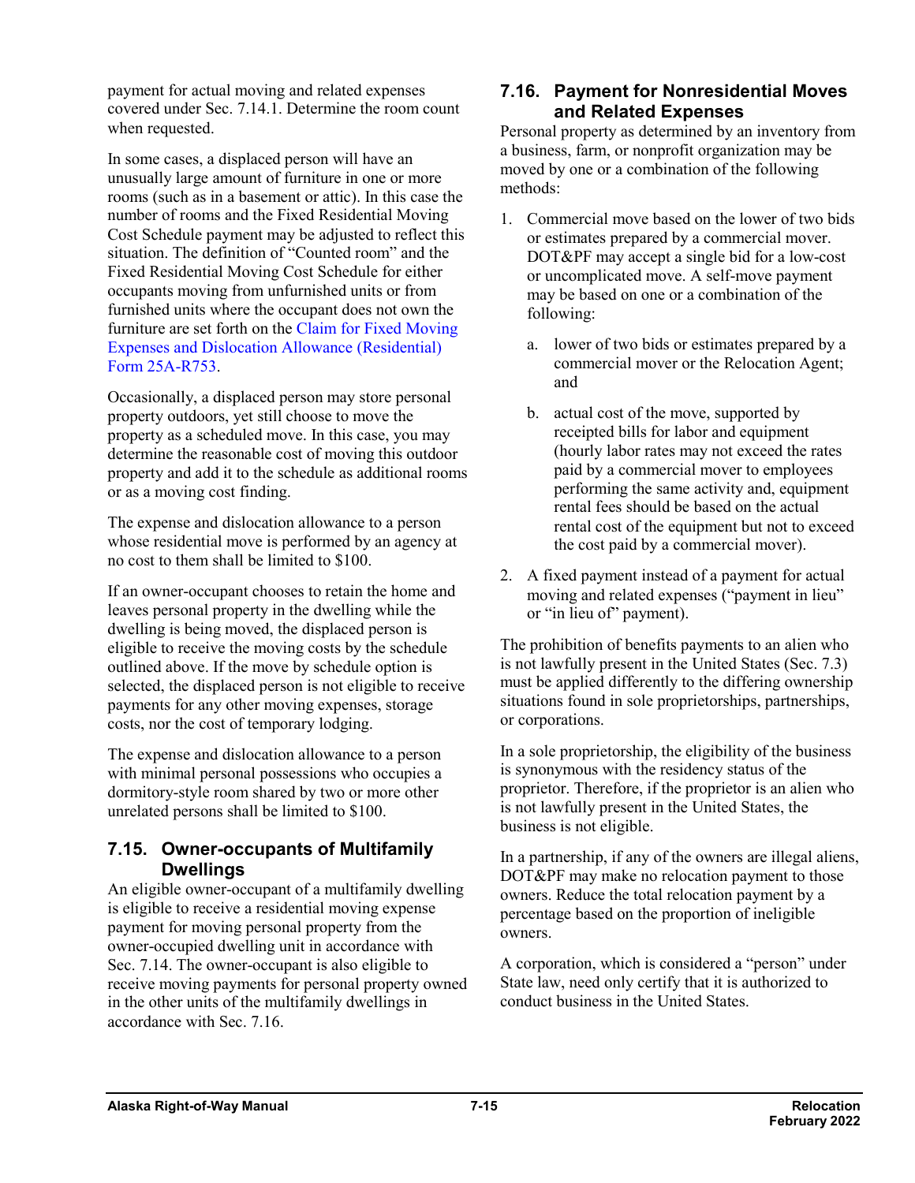payment for actual moving and related expenses covered under Sec. 7.14.1. Determine the room count when requested.

In some cases, a displaced person will have an unusually large amount of furniture in one or more rooms (such as in a basement or attic). In this case the number of rooms and the Fixed Residential Moving Cost Schedule payment may be adjusted to reflect this situation. The definition of "Counted room" and the Fixed Residential Moving Cost Schedule for either occupants moving from unfurnished units or from furnished units where the occupant does not own the furniture are set forth on the Claim for Fixed Moving Expenses and Dislocation Allowance (Residential) Form 25A-R753.

Occasionally, a displaced person may store personal property outdoors, yet still choose to move the property as a scheduled move. In this case, you may determine the reasonable cost of moving this outdoor property and add it to the schedule as additional rooms or as a moving cost finding.

The expense and dislocation allowance to a person whose residential move is performed by an agency at no cost to them shall be limited to $100.

If an owner-occupant chooses to retain the home and leaves personal property in the dwelling while the dwelling is being moved, the displaced person is eligible to receive the moving costs by the schedule outlined above. If the move by schedule option is selected, the displaced person is not eligible to receive payments for any other moving expenses, storage costs, nor the cost of temporary lodging.

The expense and dislocation allowance to a person with minimal personal possessions who occupies a dormitory-style room shared by two or more other unrelated persons shall be limited to $100.

## 7.15. Owner-occupants of Multifamily Dwellings

An eligible owner-occupant of a multifamily dwelling is eligible to receive a residential moving expense payment for moving personal property from the owner-occupied dwelling unit in accordance with Sec. 7.14. The owner-occupant is also eligible to receive moving payments for personal property owned in the other units of the multifamily dwellings in accordance with Sec. 7.16.

## 7.16. Payment for Nonresidential Moves and Related Expenses

Personal property as determined by an inventory from a business, farm, or nonprofit organization may be moved by one or a combination of the following methods:

1. Commercial move based on the lower of two bids or estimates prepared by a commercial mover. DOT&PF may accept a single bid for a low-cost or uncomplicated move. A self-move payment may be based on one or a combination of the following:
   a. lower of two bids or estimates prepared by a commercial mover or the Relocation Agent; and
   b. actual cost of the move, supported by receipted bills for labor and equipment (hourly labor rates may not exceed the rates paid by a commercial mover to employees performing the same activity and, equipment rental fees should be based on the actual rental cost of the equipment but not to exceed the cost paid by a commercial mover).
2. A fixed payment instead of a payment for actual moving and related expenses ("payment in lieu" or "in lieu of" payment).

The prohibition of benefits payments to an alien who is not lawfully present in the United States (Sec. 7.3) must be applied differently to the differing ownership situations found in sole proprietorships, partnerships, or corporations.

In a sole proprietorship, the eligibility of the business is synonymous with the residency status of the proprietor. Therefore, if the proprietor is an alien who is not lawfully present in the United States, the business is not eligible.

In a partnership, if any of the owners are illegal aliens, DOT&PF may make no relocation payment to those owners. Reduce the total relocation payment by a percentage based on the proportion of ineligible owners.

A corporation, which is considered a "person" under State law, need only certify that it is authorized to conduct business in the United States.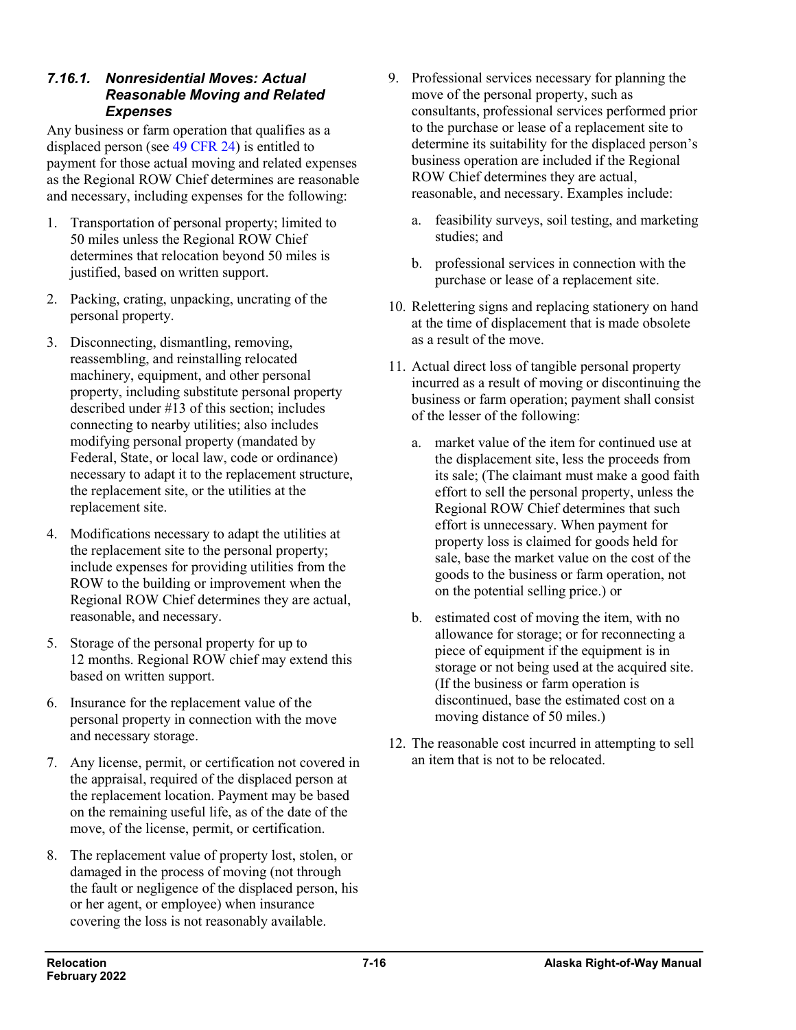### *7.16.1. Nonresidential Moves: Actual Reasonable Moving and Related Expenses*

Any business or farm operation that qualifies as a displaced person (see 49 CFR 24) is entitled to payment for those actual moving and related expenses as the Regional ROW Chief determines are reasonable and necessary, including expenses for the following:

1. Transportation of personal property; limited to 50 miles unless the Regional ROW Chief determines that relocation beyond 50 miles is justified, based on written support.
2. Packing, crating, unpacking, uncrating of the personal property.
3. Disconnecting, dismantling, removing, reassembling, and reinstalling relocated machinery, equipment, and other personal property, including substitute personal property described under #13 of this section; includes connecting to nearby utilities; also includes modifying personal property (mandated by Federal, State, or local law, code or ordinance) necessary to adapt it to the replacement structure, the replacement site, or the utilities at the replacement site.
4. Modifications necessary to adapt the utilities at the replacement site to the personal property; include expenses for providing utilities from the ROW to the building or improvement when the Regional ROW Chief determines they are actual, reasonable, and necessary.
5. Storage of the personal property for up to 12 months. Regional ROW chief may extend this based on written support.
6. Insurance for the replacement value of the personal property in connection with the move and necessary storage.
7. Any license, permit, or certification not covered in the appraisal, required of the displaced person at the replacement location. Payment may be based on the remaining useful life, as of the date of the move, of the license, permit, or certification.
8. The replacement value of property lost, stolen, or damaged in the process of moving (not through the fault or negligence of the displaced person, his or her agent, or employee) when insurance covering the loss is not reasonably available.
9. Professional services necessary for planning the move of the personal property, such as consultants, professional services performed prior to the purchase or lease of a replacement site to determine its suitability for the displaced person's business operation are included if the Regional ROW Chief determines they are actual, reasonable, and necessary. Examples include:
   a. feasibility surveys, soil testing, and marketing studies; and
   b. professional services in connection with the purchase or lease of a replacement site.
10. Relettering signs and replacing stationery on hand at the time of displacement that is made obsolete as a result of the move.
11. Actual direct loss of tangible personal property incurred as a result of moving or discontinuing the business or farm operation; payment shall consist of the lesser of the following:
    a. market value of the item for continued use at the displacement site, less the proceeds from its sale; (The claimant must make a good faith effort to sell the personal property, unless the Regional ROW Chief determines that such effort is unnecessary. When payment for property loss is claimed for goods held for sale, base the market value on the cost of the goods to the business or farm operation, not on the potential selling price.) or
    b. estimated cost of moving the item, with no allowance for storage; or for reconnecting a piece of equipment if the equipment is in storage or not being used at the acquired site. (If the business or farm operation is discontinued, base the estimated cost on a moving distance of 50 miles.)
12. The reasonable cost incurred in attempting to sell an item that is not to be relocated.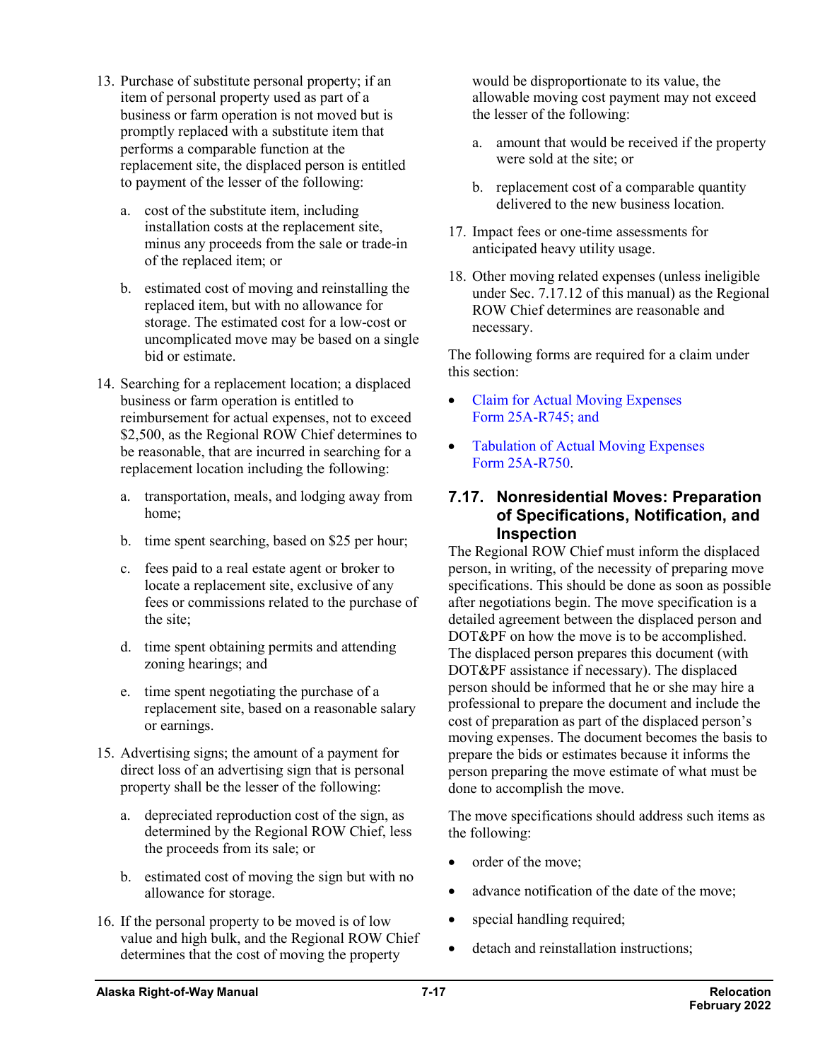13. Purchase of substitute personal property; if an item of personal property used as part of a business or farm operation is not moved but is promptly replaced with a substitute item that performs a comparable function at the replacement site, the displaced person is entitled to payment of the lesser of the following:

    a. cost of the substitute item, including installation costs at the replacement site, minus any proceeds from the sale or trade-in of the replaced item; or

    b. estimated cost of moving and reinstalling the replaced item, but with no allowance for storage. The estimated cost for a low-cost or uncomplicated move may be based on a single bid or estimate.

14. Searching for a replacement location; a displaced business or farm operation is entitled to reimbursement for actual expenses, not to exceed $2,500, as the Regional ROW Chief determines to be reasonable, that are incurred in searching for a replacement location including the following:

    a. transportation, meals, and lodging away from home;

    b. time spent searching, based on $25 per hour;

    c. fees paid to a real estate agent or broker to locate a replacement site, exclusive of any fees or commissions related to the purchase of the site;

    d. time spent obtaining permits and attending zoning hearings; and

    e. time spent negotiating the purchase of a replacement site, based on a reasonable salary or earnings.

15. Advertising signs; the amount of a payment for direct loss of an advertising sign that is personal property shall be the lesser of the following:

    a. depreciated reproduction cost of the sign, as determined by the Regional ROW Chief, less the proceeds from its sale; or

    b. estimated cost of moving the sign but with no allowance for storage.

16. If the personal property to be moved is of low value and high bulk, and the Regional ROW Chief determines that the cost of moving the property would be disproportionate to its value, the allowable moving cost payment may not exceed the lesser of the following:

    a. amount that would be received if the property were sold at the site; or

    b. replacement cost of a comparable quantity delivered to the new business location.

17. Impact fees or one-time assessments for anticipated heavy utility usage.

18. Other moving related expenses (unless ineligible under Sec. 7.17.12 of this manual) as the Regional ROW Chief determines are reasonable and necessary.

The following forms are required for a claim under this section:

- Claim for Actual Moving Expenses Form 25A-R745; and
- Tabulation of Actual Moving Expenses Form 25A-R750.

## 7.17. Nonresidential Moves: Preparation of Specifications, Notification, and Inspection

The Regional ROW Chief must inform the displaced person, in writing, of the necessity of preparing move specifications. This should be done as soon as possible after negotiations begin. The move specification is a detailed agreement between the displaced person and DOT&PF on how the move is to be accomplished. The displaced person prepares this document (with DOT&PF assistance if necessary). The displaced person should be informed that he or she may hire a professional to prepare the document and include the cost of preparation as part of the displaced person's moving expenses. The document becomes the basis to prepare the bids or estimates because it informs the person preparing the move estimate of what must be done to accomplish the move.

The move specifications should address such items as the following:

- order of the move;
- advance notification of the date of the move;
- special handling required;
- detach and reinstallation instructions;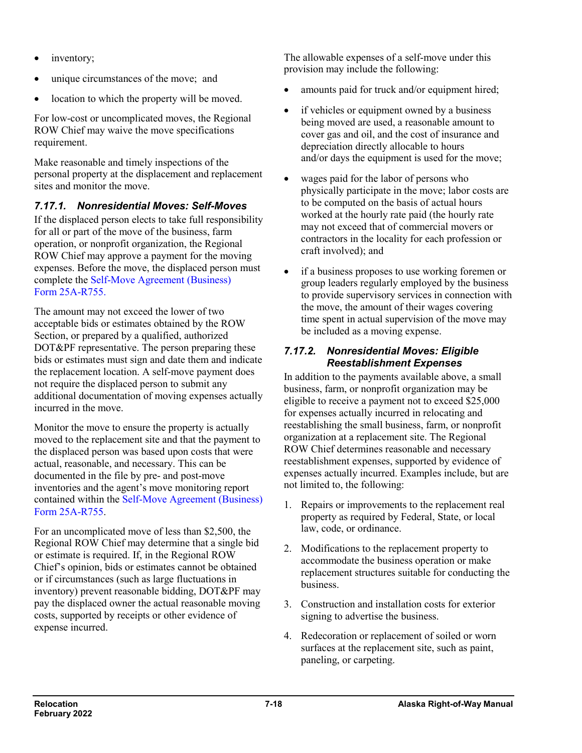- inventory;
- unique circumstances of the move; and
- location to which the property will be moved.

For low-cost or uncomplicated moves, the Regional ROW Chief may waive the move specifications requirement.

Make reasonable and timely inspections of the personal property at the displacement and replacement sites and monitor the move.

### *7.17.1. Nonresidential Moves: Self-Moves*

If the displaced person elects to take full responsibility for all or part of the move of the business, farm operation, or nonprofit organization, the Regional ROW Chief may approve a payment for the moving expenses. Before the move, the displaced person must complete the Self-Move Agreement (Business) Form 25A-R755.

The amount may not exceed the lower of two acceptable bids or estimates obtained by the ROW Section, or prepared by a qualified, authorized DOT&PF representative. The person preparing these bids or estimates must sign and date them and indicate the replacement location. A self-move payment does not require the displaced person to submit any additional documentation of moving expenses actually incurred in the move.

Monitor the move to ensure the property is actually moved to the replacement site and that the payment to the displaced person was based upon costs that were actual, reasonable, and necessary. This can be documented in the file by pre- and post-move inventories and the agent's move monitoring report contained within the Self-Move Agreement (Business) Form 25A-R755.

For an uncomplicated move of less than $2,500, the Regional ROW Chief may determine that a single bid or estimate is required. If, in the Regional ROW Chief's opinion, bids or estimates cannot be obtained or if circumstances (such as large fluctuations in inventory) prevent reasonable bidding, DOT&PF may pay the displaced owner the actual reasonable moving costs, supported by receipts or other evidence of expense incurred.

The allowable expenses of a self-move under this provision may include the following:

- amounts paid for truck and/or equipment hired;
- if vehicles or equipment owned by a business being moved are used, a reasonable amount to cover gas and oil, and the cost of insurance and depreciation directly allocable to hours and/or days the equipment is used for the move;
- wages paid for the labor of persons who physically participate in the move; labor costs are to be computed on the basis of actual hours worked at the hourly rate paid (the hourly rate may not exceed that of commercial movers or contractors in the locality for each profession or craft involved); and
- if a business proposes to use working foremen or group leaders regularly employed by the business to provide supervisory services in connection with the move, the amount of their wages covering time spent in actual supervision of the move may be included as a moving expense.

### *7.17.2. Nonresidential Moves: Eligible Reestablishment Expenses*

In addition to the payments available above, a small business, farm, or nonprofit organization may be eligible to receive a payment not to exceed $25,000 for expenses actually incurred in relocating and reestablishing the small business, farm, or nonprofit organization at a replacement site. The Regional ROW Chief determines reasonable and necessary reestablishment expenses, supported by evidence of expenses actually incurred. Examples include, but are not limited to, the following:

1. Repairs or improvements to the replacement real property as required by Federal, State, or local law, code, or ordinance.
2. Modifications to the replacement property to accommodate the business operation or make replacement structures suitable for conducting the business.
3. Construction and installation costs for exterior signing to advertise the business.
4. Redecoration or replacement of soiled or worn surfaces at the replacement site, such as paint, paneling, or carpeting.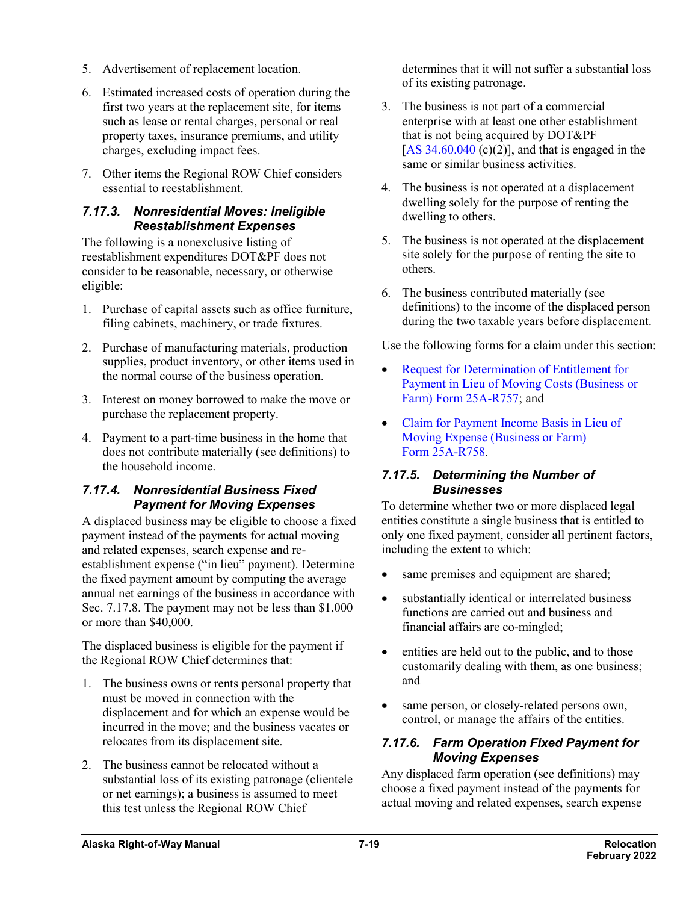5. Advertisement of replacement location.

6. Estimated increased costs of operation during the first two years at the replacement site, for items such as lease or rental charges, personal or real property taxes, insurance premiums, and utility charges, excluding impact fees.

7. Other items the Regional ROW Chief considers essential to reestablishment.

### *7.17.3. Nonresidential Moves: Ineligible Reestablishment Expenses*

The following is a nonexclusive listing of reestablishment expenditures DOT&PF does not consider to be reasonable, necessary, or otherwise eligible:

1. Purchase of capital assets such as office furniture, filing cabinets, machinery, or trade fixtures.

2. Purchase of manufacturing materials, production supplies, product inventory, or other items used in the normal course of the business operation.

3. Interest on money borrowed to make the move or purchase the replacement property.

4. Payment to a part-time business in the home that does not contribute materially (see definitions) to the household income.

### *7.17.4. Nonresidential Business Fixed Payment for Moving Expenses*

A displaced business may be eligible to choose a fixed payment instead of the payments for actual moving and related expenses, search expense and re-establishment expense ("in lieu" payment). Determine the fixed payment amount by computing the average annual net earnings of the business in accordance with Sec. 7.17.8. The payment may not be less than $1,000 or more than $40,000.

The displaced business is eligible for the payment if the Regional ROW Chief determines that:

1. The business owns or rents personal property that must be moved in connection with the displacement and for which an expense would be incurred in the move; and the business vacates or relocates from its displacement site.

2. The business cannot be relocated without a substantial loss of its existing patronage (clientele or net earnings); a business is assumed to meet this test unless the Regional ROW Chief determines that it will not suffer a substantial loss of its existing patronage.

3. The business is not part of a commercial enterprise with at least one other establishment that is not being acquired by DOT&PF [AS 34.60.040 (c)(2)], and that is engaged in the same or similar business activities.

4. The business is not operated at a displacement dwelling solely for the purpose of renting the dwelling to others.

5. The business is not operated at the displacement site solely for the purpose of renting the site to others.

6. The business contributed materially (see definitions) to the income of the displaced person during the two taxable years before displacement.

Use the following forms for a claim under this section:

- Request for Determination of Entitlement for Payment in Lieu of Moving Costs (Business or Farm) Form 25A-R757; and
- Claim for Payment Income Basis in Lieu of Moving Expense (Business or Farm) Form 25A-R758.

### *7.17.5. Determining the Number of Businesses*

To determine whether two or more displaced legal entities constitute a single business that is entitled to only one fixed payment, consider all pertinent factors, including the extent to which:

- same premises and equipment are shared;
- substantially identical or interrelated business functions are carried out and business and financial affairs are co-mingled;
- entities are held out to the public, and to those customarily dealing with them, as one business; and
- same person, or closely-related persons own, control, or manage the affairs of the entities.

### *7.17.6. Farm Operation Fixed Payment for Moving Expenses*

Any displaced farm operation (see definitions) may choose a fixed payment instead of the payments for actual moving and related expenses, search expense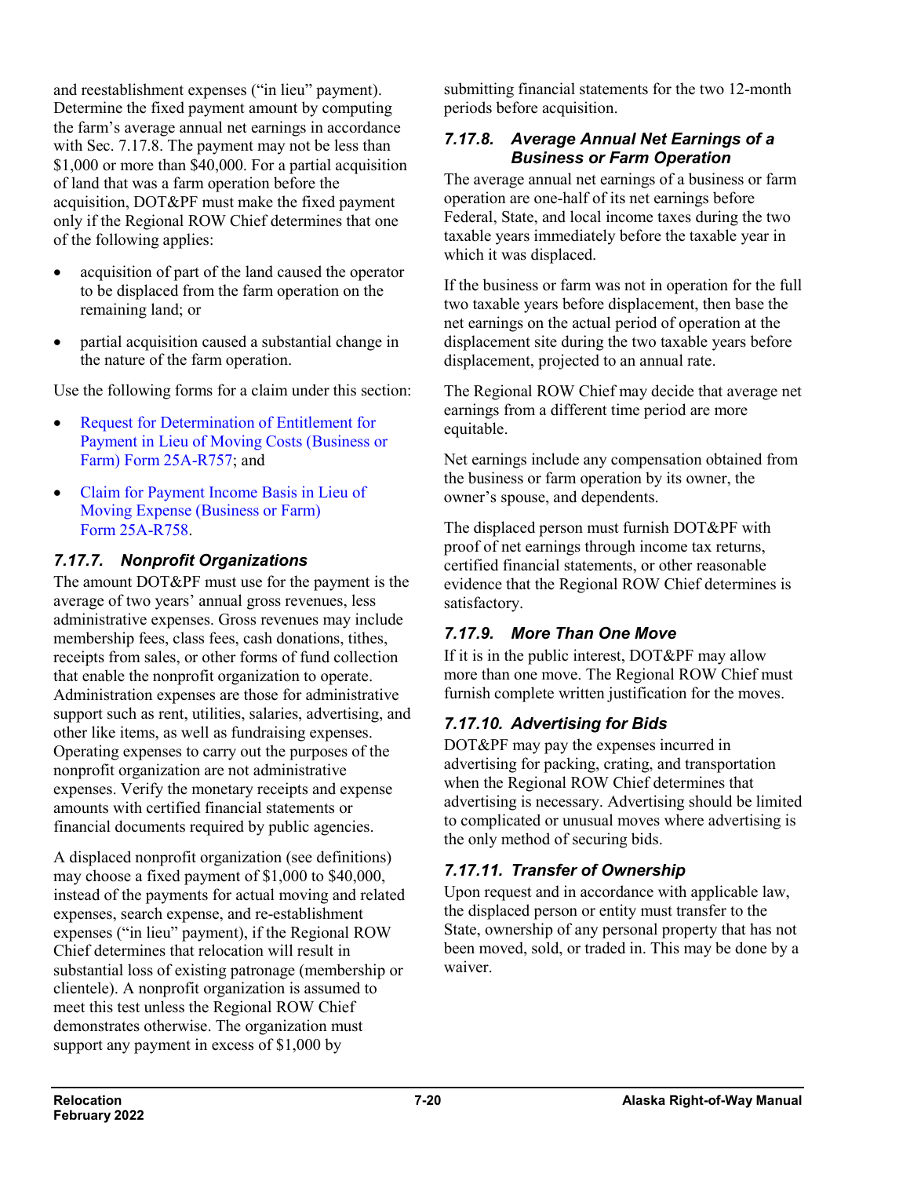and reestablishment expenses ("in lieu" payment). Determine the fixed payment amount by computing the farm's average annual net earnings in accordance with Sec. 7.17.8. The payment may not be less than $1,000 or more than $40,000. For a partial acquisition of land that was a farm operation before the acquisition, DOT&PF must make the fixed payment only if the Regional ROW Chief determines that one of the following applies:

- acquisition of part of the land caused the operator to be displaced from the farm operation on the remaining land; or
- partial acquisition caused a substantial change in the nature of the farm operation.

Use the following forms for a claim under this section:

- Request for Determination of Entitlement for Payment in Lieu of Moving Costs (Business or Farm) Form 25A-R757; and
- Claim for Payment Income Basis in Lieu of Moving Expense (Business or Farm) Form 25A-R758.

### 7.17.7. Nonprofit Organizations

The amount DOT&PF must use for the payment is the average of two years' annual gross revenues, less administrative expenses. Gross revenues may include membership fees, class fees, cash donations, tithes, receipts from sales, or other forms of fund collection that enable the nonprofit organization to operate. Administration expenses are those for administrative support such as rent, utilities, salaries, advertising, and other like items, as well as fundraising expenses. Operating expenses to carry out the purposes of the nonprofit organization are not administrative expenses. Verify the monetary receipts and expense amounts with certified financial statements or financial documents required by public agencies.

A displaced nonprofit organization (see definitions) may choose a fixed payment of $1,000 to $40,000, instead of the payments for actual moving and related expenses, search expense, and re-establishment expenses ("in lieu" payment), if the Regional ROW Chief determines that relocation will result in substantial loss of existing patronage (membership or clientele). A nonprofit organization is assumed to meet this test unless the Regional ROW Chief demonstrates otherwise. The organization must support any payment in excess of $1,000 by submitting financial statements for the two 12-month periods before acquisition.

### 7.17.8. Average Annual Net Earnings of a Business or Farm Operation

The average annual net earnings of a business or farm operation are one-half of its net earnings before Federal, State, and local income taxes during the two taxable years immediately before the taxable year in which it was displaced.

If the business or farm was not in operation for the full two taxable years before displacement, then base the net earnings on the actual period of operation at the displacement site during the two taxable years before displacement, projected to an annual rate.

The Regional ROW Chief may decide that average net earnings from a different time period are more equitable.

Net earnings include any compensation obtained from the business or farm operation by its owner, the owner's spouse, and dependents.

The displaced person must furnish DOT&PF with proof of net earnings through income tax returns, certified financial statements, or other reasonable evidence that the Regional ROW Chief determines is satisfactory.

### 7.17.9. More Than One Move

If it is in the public interest, DOT&PF may allow more than one move. The Regional ROW Chief must furnish complete written justification for the moves.

### 7.17.10. Advertising for Bids

DOT&PF may pay the expenses incurred in advertising for packing, crating, and transportation when the Regional ROW Chief determines that advertising is necessary. Advertising should be limited to complicated or unusual moves where advertising is the only method of securing bids.

### 7.17.11. Transfer of Ownership

Upon request and in accordance with applicable law, the displaced person or entity must transfer to the State, ownership of any personal property that has not been moved, sold, or traded in. This may be done by a waiver.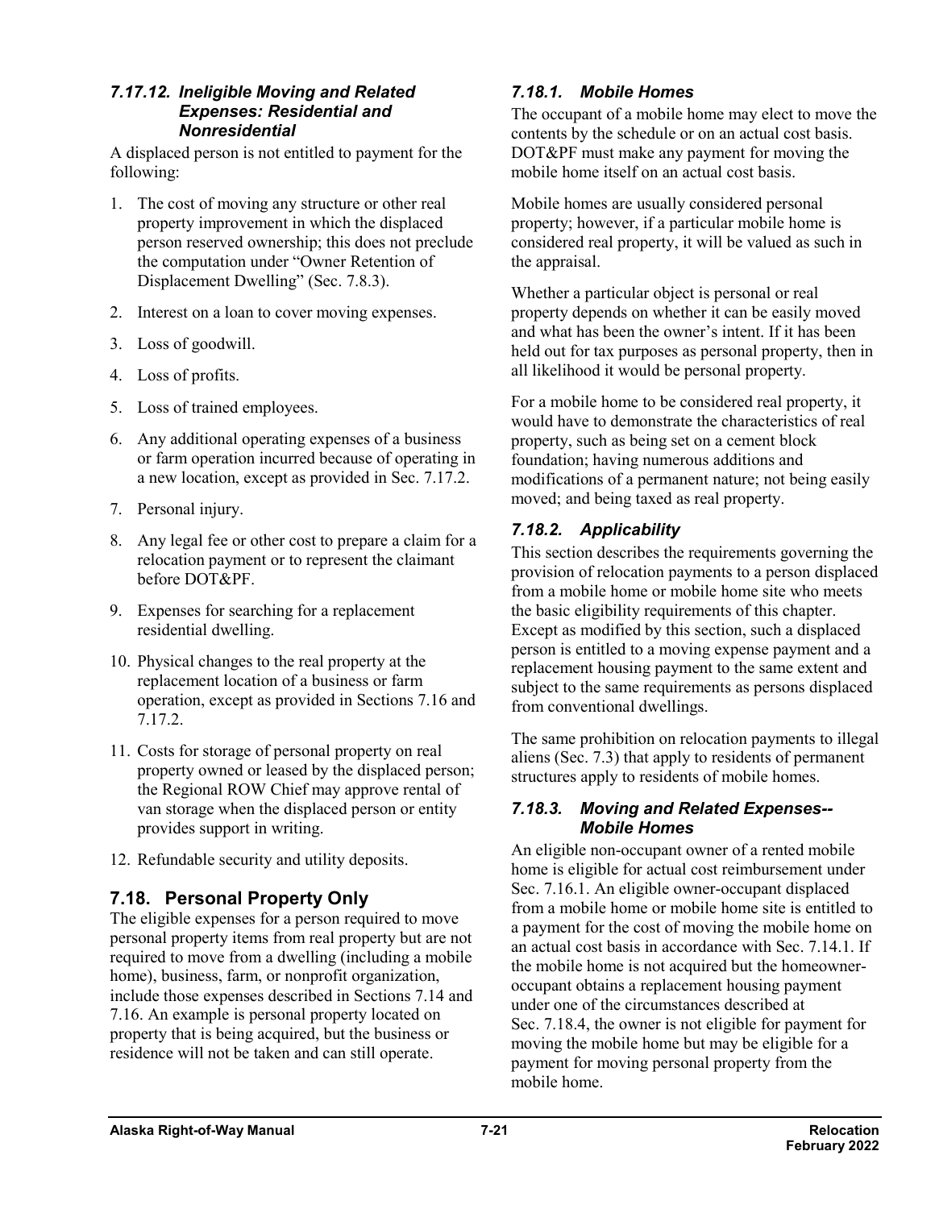#### 7.17.12. Ineligible Moving and Related Expenses: Residential and Nonresidential

A displaced person is not entitled to payment for the following:

1. The cost of moving any structure or other real property improvement in which the displaced person reserved ownership; this does not preclude the computation under "Owner Retention of Displacement Dwelling" (Sec. 7.8.3).
2. Interest on a loan to cover moving expenses.
3. Loss of goodwill.
4. Loss of profits.
5. Loss of trained employees.
6. Any additional operating expenses of a business or farm operation incurred because of operating in a new location, except as provided in Sec. 7.17.2.
7. Personal injury.
8. Any legal fee or other cost to prepare a claim for a relocation payment or to represent the claimant before DOT&PF.
9. Expenses for searching for a replacement residential dwelling.
10. Physical changes to the real property at the replacement location of a business or farm operation, except as provided in Sections 7.16 and 7.17.2.
11. Costs for storage of personal property on real property owned or leased by the displaced person; the Regional ROW Chief may approve rental of van storage when the displaced person or entity provides support in writing.
12. Refundable security and utility deposits.

## 7.18. Personal Property Only

The eligible expenses for a person required to move personal property items from real property but are not required to move from a dwelling (including a mobile home), business, farm, or nonprofit organization, include those expenses described in Sections 7.14 and 7.16. An example is personal property located on property that is being acquired, but the business or residence will not be taken and can still operate.

### 7.18.1. Mobile Homes

The occupant of a mobile home may elect to move the contents by the schedule or on an actual cost basis. DOT&PF must make any payment for moving the mobile home itself on an actual cost basis.

Mobile homes are usually considered personal property; however, if a particular mobile home is considered real property, it will be valued as such in the appraisal.

Whether a particular object is personal or real property depends on whether it can be easily moved and what has been the owner's intent. If it has been held out for tax purposes as personal property, then in all likelihood it would be personal property.

For a mobile home to be considered real property, it would have to demonstrate the characteristics of real property, such as being set on a cement block foundation; having numerous additions and modifications of a permanent nature; not being easily moved; and being taxed as real property.

### 7.18.2. Applicability

This section describes the requirements governing the provision of relocation payments to a person displaced from a mobile home or mobile home site who meets the basic eligibility requirements of this chapter. Except as modified by this section, such a displaced person is entitled to a moving expense payment and a replacement housing payment to the same extent and subject to the same requirements as persons displaced from conventional dwellings.

The same prohibition on relocation payments to illegal aliens (Sec. 7.3) that apply to residents of permanent structures apply to residents of mobile homes.

### 7.18.3. Moving and Related Expenses--Mobile Homes

An eligible non-occupant owner of a rented mobile home is eligible for actual cost reimbursement under Sec. 7.16.1. An eligible owner-occupant displaced from a mobile home or mobile home site is entitled to a payment for the cost of moving the mobile home on an actual cost basis in accordance with Sec. 7.14.1. If the mobile home is not acquired but the homeowner-occupant obtains a replacement housing payment under one of the circumstances described at Sec. 7.18.4, the owner is not eligible for payment for moving the mobile home but may be eligible for a payment for moving personal property from the mobile home.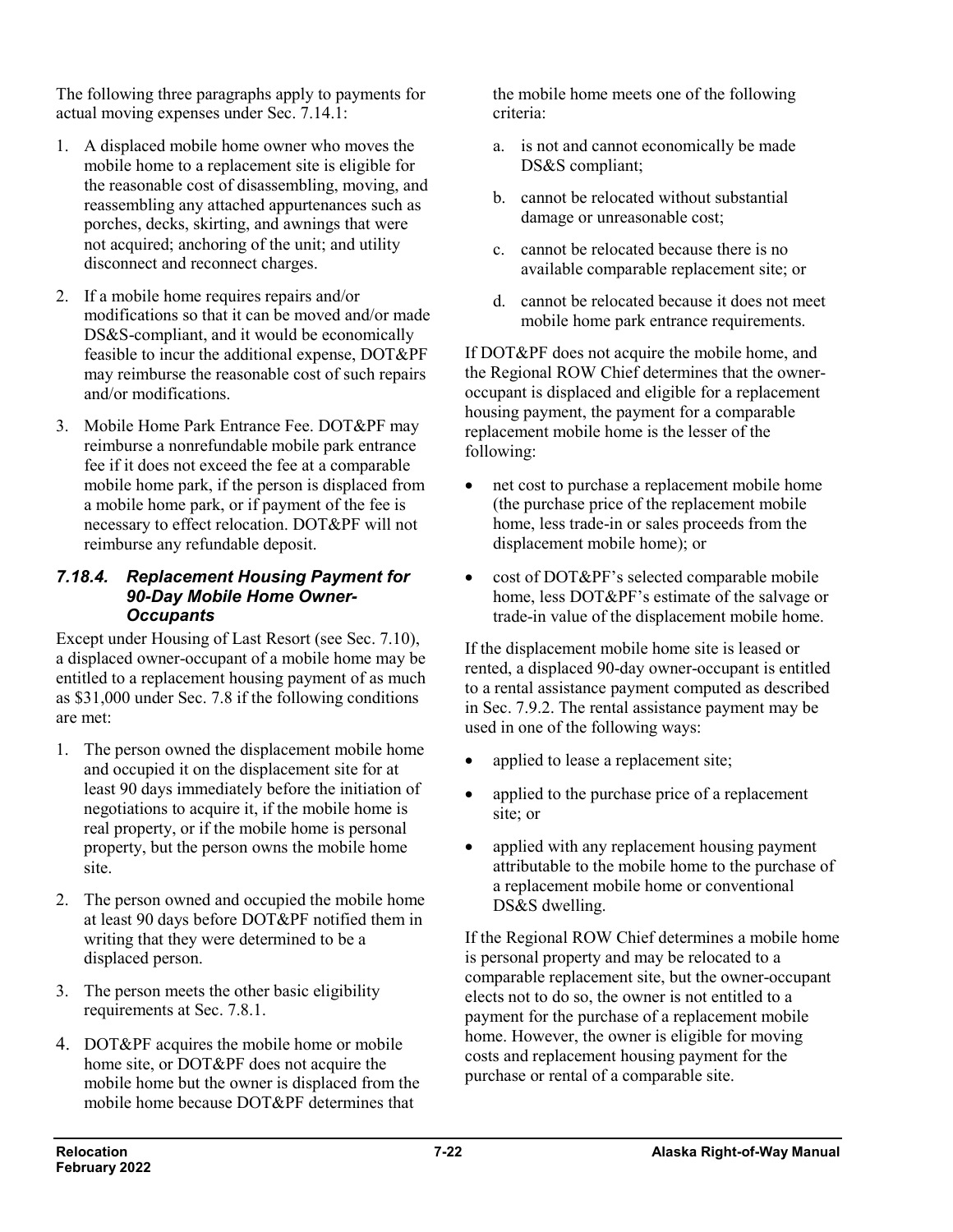The following three paragraphs apply to payments for actual moving expenses under Sec. 7.14.1:

1. A displaced mobile home owner who moves the mobile home to a replacement site is eligible for the reasonable cost of disassembling, moving, and reassembling any attached appurtenances such as porches, decks, skirting, and awnings that were not acquired; anchoring of the unit; and utility disconnect and reconnect charges.

2. If a mobile home requires repairs and/or modifications so that it can be moved and/or made DS&S-compliant, and it would be economically feasible to incur the additional expense, DOT&PF may reimburse the reasonable cost of such repairs and/or modifications.

3. Mobile Home Park Entrance Fee. DOT&PF may reimburse a nonrefundable mobile park entrance fee if it does not exceed the fee at a comparable mobile home park, if the person is displaced from a mobile home park, or if payment of the fee is necessary to effect relocation. DOT&PF will not reimburse any refundable deposit.

### *7.18.4. Replacement Housing Payment for 90-Day Mobile Home Owner-Occupants*

Except under Housing of Last Resort (see Sec. 7.10), a displaced owner-occupant of a mobile home may be entitled to a replacement housing payment of as much as $31,000 under Sec. 7.8 if the following conditions are met:

1. The person owned the displacement mobile home and occupied it on the displacement site for at least 90 days immediately before the initiation of negotiations to acquire it, if the mobile home is real property, or if the mobile home is personal property, but the person owns the mobile home site.

2. The person owned and occupied the mobile home at least 90 days before DOT&PF notified them in writing that they were determined to be a displaced person.

3. The person meets the other basic eligibility requirements at Sec. 7.8.1.

4. DOT&PF acquires the mobile home or mobile home site, or DOT&PF does not acquire the mobile home but the owner is displaced from the mobile home because DOT&PF determines that the mobile home meets one of the following criteria:

   a. is not and cannot economically be made DS&S compliant;

   b. cannot be relocated without substantial damage or unreasonable cost;

   c. cannot be relocated because there is no available comparable replacement site; or

   d. cannot be relocated because it does not meet mobile home park entrance requirements.

If DOT&PF does not acquire the mobile home, and the Regional ROW Chief determines that the owner-occupant is displaced and eligible for a replacement housing payment, the payment for a comparable replacement mobile home is the lesser of the following:

- net cost to purchase a replacement mobile home (the purchase price of the replacement mobile home, less trade-in or sales proceeds from the displacement mobile home); or
- cost of DOT&PF's selected comparable mobile home, less DOT&PF's estimate of the salvage or trade-in value of the displacement mobile home.

If the displacement mobile home site is leased or rented, a displaced 90-day owner-occupant is entitled to a rental assistance payment computed as described in Sec. 7.9.2. The rental assistance payment may be used in one of the following ways:

- applied to lease a replacement site;
- applied to the purchase price of a replacement site; or
- applied with any replacement housing payment attributable to the mobile home to the purchase of a replacement mobile home or conventional DS&S dwelling.

If the Regional ROW Chief determines a mobile home is personal property and may be relocated to a comparable replacement site, but the owner-occupant elects not to do so, the owner is not entitled to a payment for the purchase of a replacement mobile home. However, the owner is eligible for moving costs and replacement housing payment for the purchase or rental of a comparable site.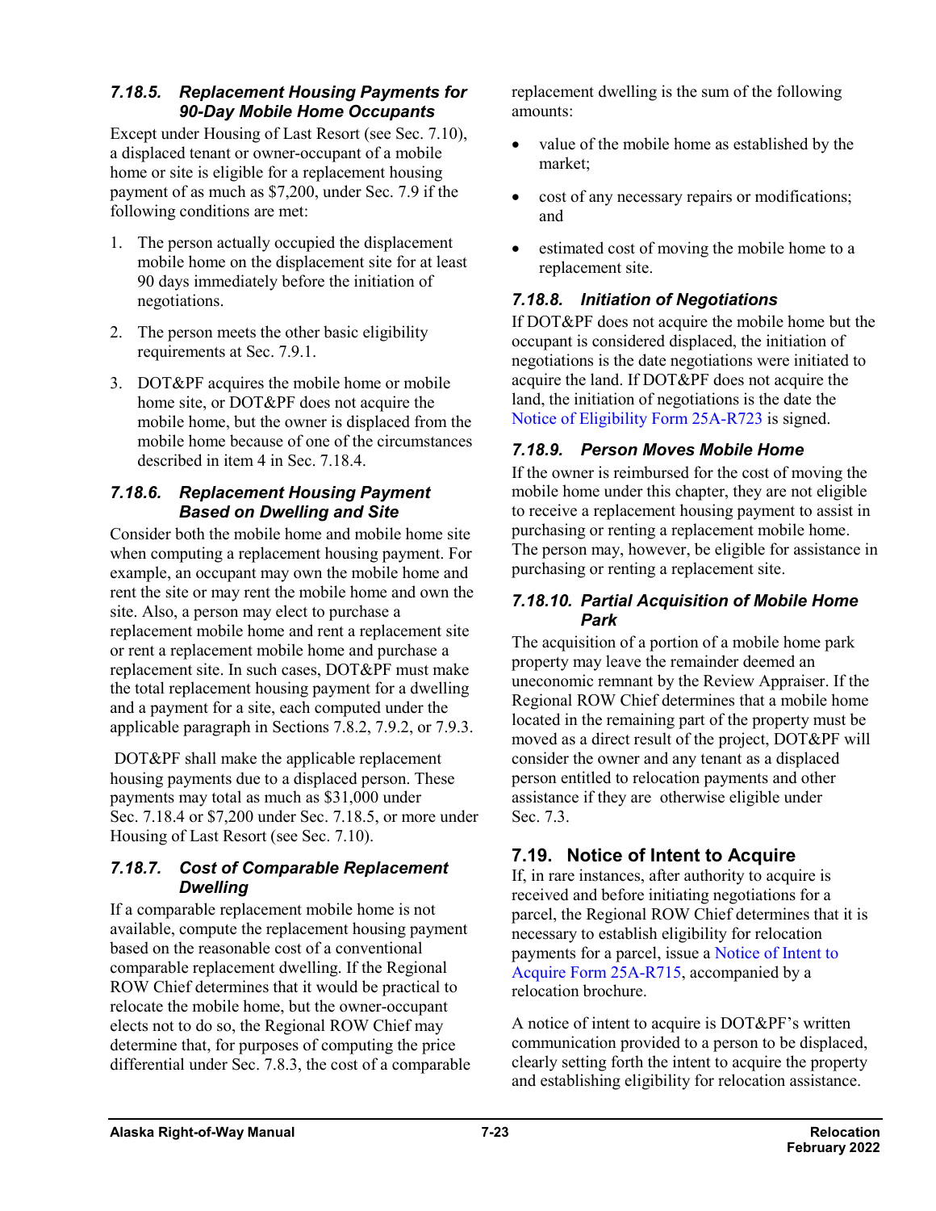### *7.18.5. Replacement Housing Payments for 90-Day Mobile Home Occupants*

Except under Housing of Last Resort (see Sec. 7.10), a displaced tenant or owner-occupant of a mobile home or site is eligible for a replacement housing payment of as much as $7,200, under Sec. 7.9 if the following conditions are met:

1. The person actually occupied the displacement mobile home on the displacement site for at least 90 days immediately before the initiation of negotiations.
2. The person meets the other basic eligibility requirements at Sec. 7.9.1.
3. DOT&PF acquires the mobile home or mobile home site, or DOT&PF does not acquire the mobile home, but the owner is displaced from the mobile home because of one of the circumstances described in item 4 in Sec. 7.18.4.

### *7.18.6. Replacement Housing Payment Based on Dwelling and Site*

Consider both the mobile home and mobile home site when computing a replacement housing payment. For example, an occupant may own the mobile home and rent the site or may rent the mobile home and own the site. Also, a person may elect to purchase a replacement mobile home and rent a replacement site or rent a replacement mobile home and purchase a replacement site. In such cases, DOT&PF must make the total replacement housing payment for a dwelling and a payment for a site, each computed under the applicable paragraph in Sections 7.8.2, 7.9.2, or 7.9.3.

DOT&PF shall make the applicable replacement housing payments due to a displaced person. These payments may total as much as $31,000 under Sec. 7.18.4 or $7,200 under Sec. 7.18.5, or more under Housing of Last Resort (see Sec. 7.10).

### *7.18.7. Cost of Comparable Replacement Dwelling*

If a comparable replacement mobile home is not available, compute the replacement housing payment based on the reasonable cost of a conventional comparable replacement dwelling. If the Regional ROW Chief determines that it would be practical to relocate the mobile home, but the owner-occupant elects not to do so, the Regional ROW Chief may determine that, for purposes of computing the price differential under Sec. 7.8.3, the cost of a comparable replacement dwelling is the sum of the following amounts:

- value of the mobile home as established by the market;
- cost of any necessary repairs or modifications; and
- estimated cost of moving the mobile home to a replacement site.

### *7.18.8. Initiation of Negotiations*

If DOT&PF does not acquire the mobile home but the occupant is considered displaced, the initiation of negotiations is the date negotiations were initiated to acquire the land. If DOT&PF does not acquire the land, the initiation of negotiations is the date the Notice of Eligibility Form 25A-R723 is signed.

### *7.18.9. Person Moves Mobile Home*

If the owner is reimbursed for the cost of moving the mobile home under this chapter, they are not eligible to receive a replacement housing payment to assist in purchasing or renting a replacement mobile home. The person may, however, be eligible for assistance in purchasing or renting a replacement site.

### *7.18.10. Partial Acquisition of Mobile Home Park*

The acquisition of a portion of a mobile home park property may leave the remainder deemed an uneconomic remnant by the Review Appraiser. If the Regional ROW Chief determines that a mobile home located in the remaining part of the property must be moved as a direct result of the project, DOT&PF will consider the owner and any tenant as a displaced person entitled to relocation payments and other assistance if they are otherwise eligible under Sec. 7.3.

## 7.19. Notice of Intent to Acquire

If, in rare instances, after authority to acquire is received and before initiating negotiations for a parcel, the Regional ROW Chief determines that it is necessary to establish eligibility for relocation payments for a parcel, issue a Notice of Intent to Acquire Form 25A-R715, accompanied by a relocation brochure.

A notice of intent to acquire is DOT&PF's written communication provided to a person to be displaced, clearly setting forth the intent to acquire the property and establishing eligibility for relocation assistance.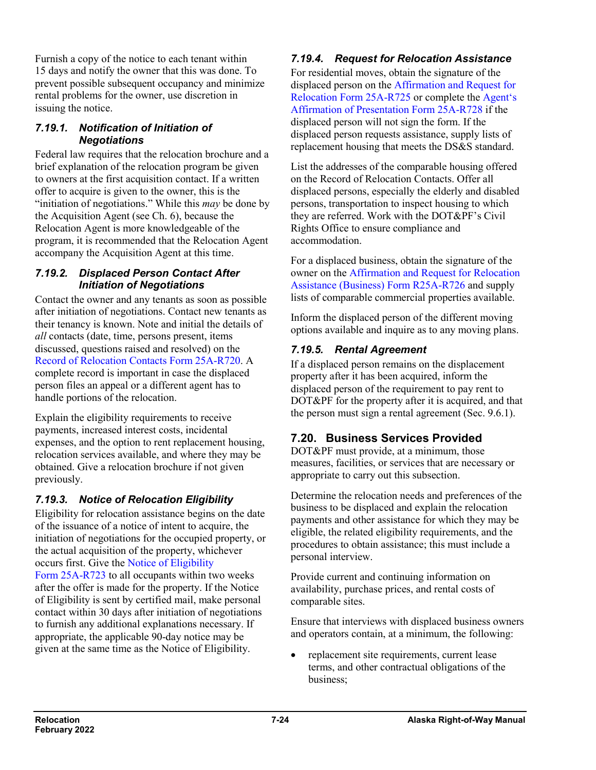Furnish a copy of the notice to each tenant within 15 days and notify the owner that this was done. To prevent possible subsequent occupancy and minimize rental problems for the owner, use discretion in issuing the notice.

### *7.19.1. Notification of Initiation of Negotiations*

Federal law requires that the relocation brochure and a brief explanation of the relocation program be given to owners at the first acquisition contact. If a written offer to acquire is given to the owner, this is the "initiation of negotiations." While this *may* be done by the Acquisition Agent (see Ch. 6), because the Relocation Agent is more knowledgeable of the program, it is recommended that the Relocation Agent accompany the Acquisition Agent at this time.

### *7.19.2. Displaced Person Contact After Initiation of Negotiations*

Contact the owner and tenants as soon as possible after initiation of negotiations. Contact new tenants as their tenancy is known. Note and initial the details of *all* contacts (date, time, persons present, items discussed, questions raised and resolved) on the Record of Relocation Contacts Form 25A-R720. A complete record is important in case the displaced person files an appeal or a different agent has to handle portions of the relocation.

Explain the eligibility requirements to receive payments, increased interest costs, incidental expenses, and the option to rent replacement housing, relocation services available, and where they may be obtained. Give a relocation brochure if not given previously.

### *7.19.3. Notice of Relocation Eligibility*

Eligibility for relocation assistance begins on the date of the issuance of a notice of intent to acquire, the initiation of negotiations for the occupied property, or the actual acquisition of the property, whichever occurs first. Give the Notice of Eligibility Form 25A-R723 to all occupants within two weeks after the offer is made for the property. If the Notice of Eligibility is sent by certified mail, make personal contact within 30 days after initiation of negotiations to furnish any additional explanations necessary. If appropriate, the applicable 90-day notice may be given at the same time as the Notice of Eligibility.

### *7.19.4. Request for Relocation Assistance*

For residential moves, obtain the signature of the displaced person on the Affirmation and Request for Relocation Form 25A-R725 or complete the Agent's Affirmation of Presentation Form 25A-R728 if the displaced person will not sign the form. If the displaced person requests assistance, supply lists of replacement housing that meets the DS&S standard.

List the addresses of the comparable housing offered on the Record of Relocation Contacts. Offer all displaced persons, especially the elderly and disabled persons, transportation to inspect housing to which they are referred. Work with the DOT&PF's Civil Rights Office to ensure compliance and accommodation.

For a displaced business, obtain the signature of the owner on the Affirmation and Request for Relocation Assistance (Business) Form R25A-R726 and supply lists of comparable commercial properties available.

Inform the displaced person of the different moving options available and inquire as to any moving plans.

### *7.19.5. Rental Agreement*

If a displaced person remains on the displacement property after it has been acquired, inform the displaced person of the requirement to pay rent to DOT&PF for the property after it is acquired, and that the person must sign a rental agreement (Sec. 9.6.1).

## 7.20. Business Services Provided

DOT&PF must provide, at a minimum, those measures, facilities, or services that are necessary or appropriate to carry out this subsection.

Determine the relocation needs and preferences of the business to be displaced and explain the relocation payments and other assistance for which they may be eligible, the related eligibility requirements, and the procedures to obtain assistance; this must include a personal interview.

Provide current and continuing information on availability, purchase prices, and rental costs of comparable sites.

Ensure that interviews with displaced business owners and operators contain, at a minimum, the following:

- replacement site requirements, current lease terms, and other contractual obligations of the business;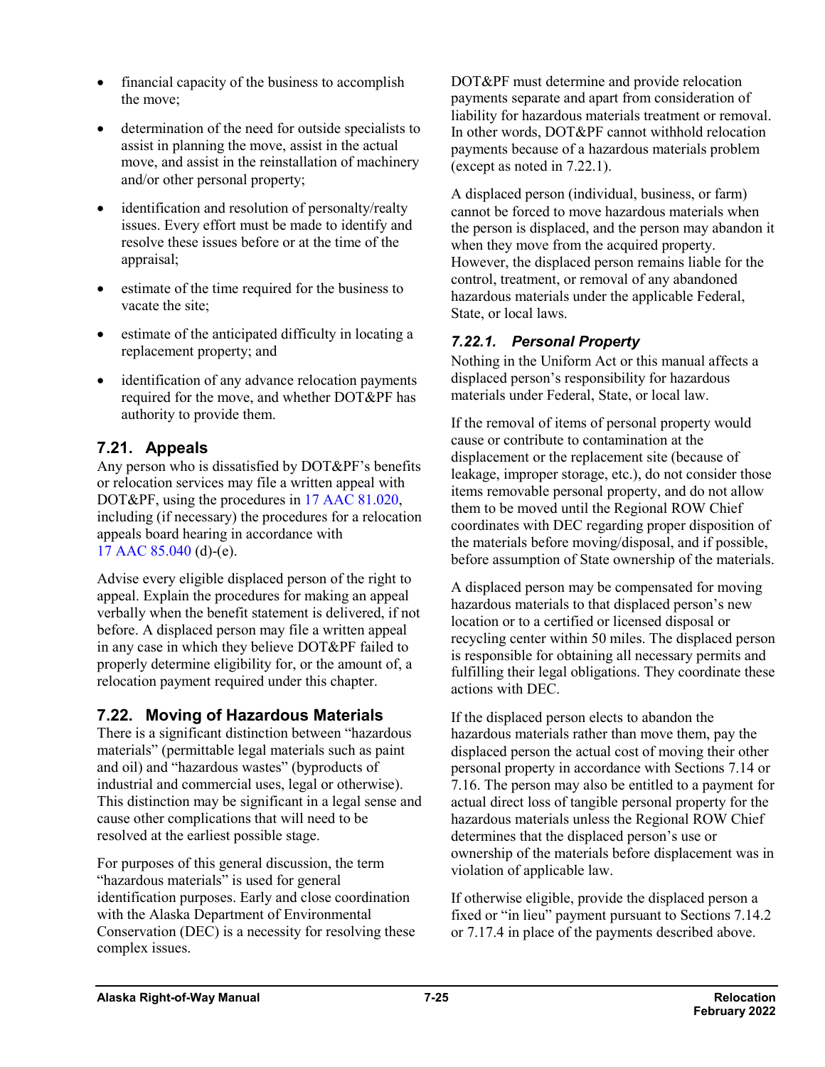- financial capacity of the business to accomplish the move;
- determination of the need for outside specialists to assist in planning the move, assist in the actual move, and assist in the reinstallation of machinery and/or other personal property;
- identification and resolution of personalty/realty issues. Every effort must be made to identify and resolve these issues before or at the time of the appraisal;
- estimate of the time required for the business to vacate the site;
- estimate of the anticipated difficulty in locating a replacement property; and
- identification of any advance relocation payments required for the move, and whether DOT&PF has authority to provide them.

## 7.21. Appeals

Any person who is dissatisfied by DOT&PF's benefits or relocation services may file a written appeal with DOT&PF, using the procedures in 17 AAC 81.020, including (if necessary) the procedures for a relocation appeals board hearing in accordance with 17 AAC 85.040 (d)-(e).

Advise every eligible displaced person of the right to appeal. Explain the procedures for making an appeal verbally when the benefit statement is delivered, if not before. A displaced person may file a written appeal in any case in which they believe DOT&PF failed to properly determine eligibility for, or the amount of, a relocation payment required under this chapter.

## 7.22. Moving of Hazardous Materials

There is a significant distinction between "hazardous materials" (permittable legal materials such as paint and oil) and "hazardous wastes" (byproducts of industrial and commercial uses, legal or otherwise). This distinction may be significant in a legal sense and cause other complications that will need to be resolved at the earliest possible stage.

For purposes of this general discussion, the term "hazardous materials" is used for general identification purposes. Early and close coordination with the Alaska Department of Environmental Conservation (DEC) is a necessity for resolving these complex issues.

DOT&PF must determine and provide relocation payments separate and apart from consideration of liability for hazardous materials treatment or removal. In other words, DOT&PF cannot withhold relocation payments because of a hazardous materials problem (except as noted in 7.22.1).

A displaced person (individual, business, or farm) cannot be forced to move hazardous materials when the person is displaced, and the person may abandon it when they move from the acquired property. However, the displaced person remains liable for the control, treatment, or removal of any abandoned hazardous materials under the applicable Federal, State, or local laws.

### *7.22.1. Personal Property*

Nothing in the Uniform Act or this manual affects a displaced person's responsibility for hazardous materials under Federal, State, or local law.

If the removal of items of personal property would cause or contribute to contamination at the displacement or the replacement site (because of leakage, improper storage, etc.), do not consider those items removable personal property, and do not allow them to be moved until the Regional ROW Chief coordinates with DEC regarding proper disposition of the materials before moving/disposal, and if possible, before assumption of State ownership of the materials.

A displaced person may be compensated for moving hazardous materials to that displaced person's new location or to a certified or licensed disposal or recycling center within 50 miles. The displaced person is responsible for obtaining all necessary permits and fulfilling their legal obligations. They coordinate these actions with DEC.

If the displaced person elects to abandon the hazardous materials rather than move them, pay the displaced person the actual cost of moving their other personal property in accordance with Sections 7.14 or 7.16. The person may also be entitled to a payment for actual direct loss of tangible personal property for the hazardous materials unless the Regional ROW Chief determines that the displaced person's use or ownership of the materials before displacement was in violation of applicable law.

If otherwise eligible, provide the displaced person a fixed or "in lieu" payment pursuant to Sections 7.14.2 or 7.17.4 in place of the payments described above.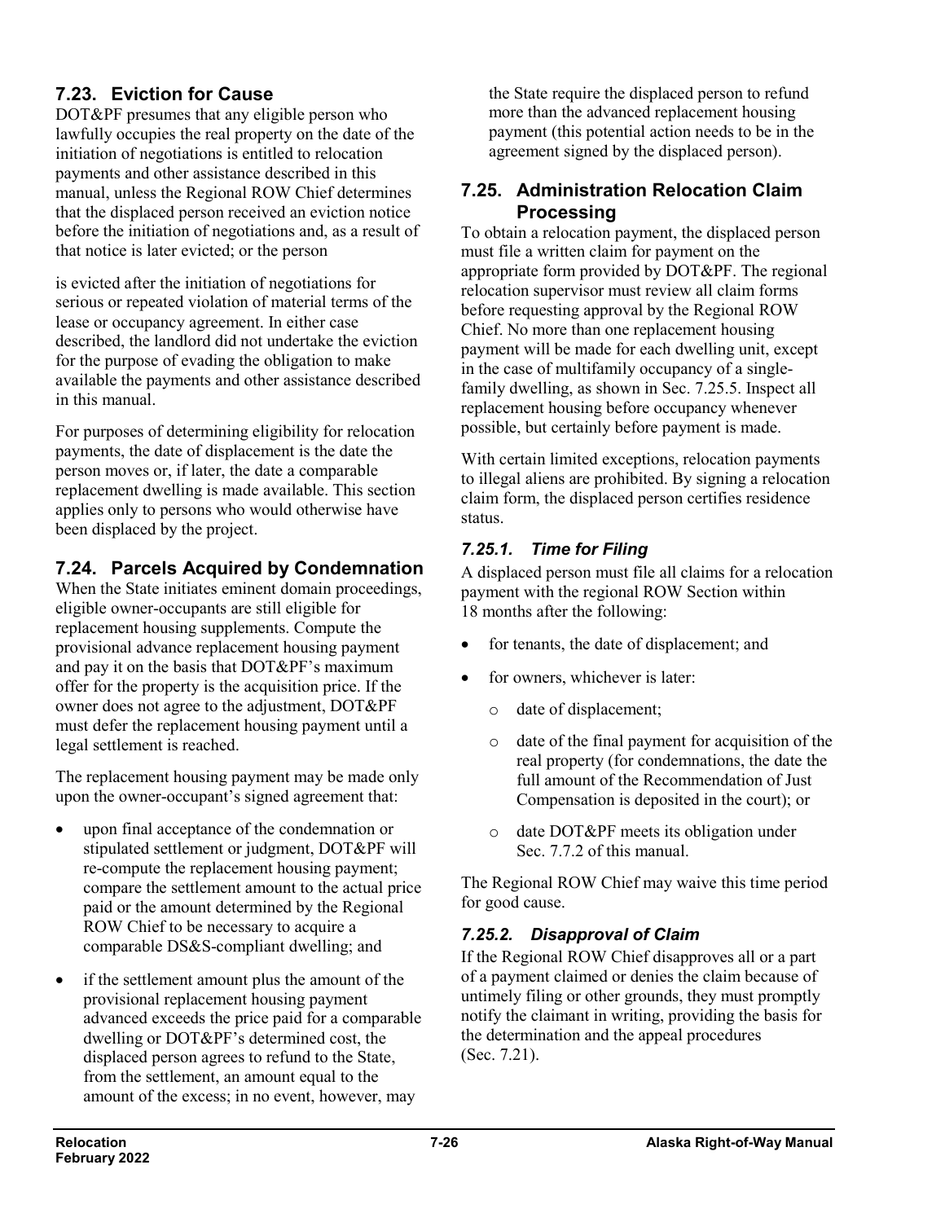## 7.23. Eviction for Cause

DOT&PF presumes that any eligible person who lawfully occupies the real property on the date of the initiation of negotiations is entitled to relocation payments and other assistance described in this manual, unless the Regional ROW Chief determines that the displaced person received an eviction notice before the initiation of negotiations and, as a result of that notice is later evicted; or the person

is evicted after the initiation of negotiations for serious or repeated violation of material terms of the lease or occupancy agreement. In either case described, the landlord did not undertake the eviction for the purpose of evading the obligation to make available the payments and other assistance described in this manual.

For purposes of determining eligibility for relocation payments, the date of displacement is the date the person moves or, if later, the date a comparable replacement dwelling is made available. This section applies only to persons who would otherwise have been displaced by the project.

## 7.24. Parcels Acquired by Condemnation

When the State initiates eminent domain proceedings, eligible owner-occupants are still eligible for replacement housing supplements. Compute the provisional advance replacement housing payment and pay it on the basis that DOT&PF's maximum offer for the property is the acquisition price. If the owner does not agree to the adjustment, DOT&PF must defer the replacement housing payment until a legal settlement is reached.

The replacement housing payment may be made only upon the owner-occupant's signed agreement that:

- upon final acceptance of the condemnation or stipulated settlement or judgment, DOT&PF will re-compute the replacement housing payment; compare the settlement amount to the actual price paid or the amount determined by the Regional ROW Chief to be necessary to acquire a comparable DS&S-compliant dwelling; and
- if the settlement amount plus the amount of the provisional replacement housing payment advanced exceeds the price paid for a comparable dwelling or DOT&PF's determined cost, the displaced person agrees to refund to the State, from the settlement, an amount equal to the amount of the excess; in no event, however, may the State require the displaced person to refund more than the advanced replacement housing payment (this potential action needs to be in the agreement signed by the displaced person).

## 7.25. Administration Relocation Claim Processing

To obtain a relocation payment, the displaced person must file a written claim for payment on the appropriate form provided by DOT&PF. The regional relocation supervisor must review all claim forms before requesting approval by the Regional ROW Chief. No more than one replacement housing payment will be made for each dwelling unit, except in the case of multifamily occupancy of a single-family dwelling, as shown in Sec. 7.25.5. Inspect all replacement housing before occupancy whenever possible, but certainly before payment is made.

With certain limited exceptions, relocation payments to illegal aliens are prohibited. By signing a relocation claim form, the displaced person certifies residence status.

### *7.25.1. Time for Filing*

A displaced person must file all claims for a relocation payment with the regional ROW Section within 18 months after the following:

- for tenants, the date of displacement; and
- for owners, whichever is later:
  - date of displacement;
  - date of the final payment for acquisition of the real property (for condemnations, the date the full amount of the Recommendation of Just Compensation is deposited in the court); or
  - date DOT&PF meets its obligation under Sec. 7.7.2 of this manual.

The Regional ROW Chief may waive this time period for good cause.

### *7.25.2. Disapproval of Claim*

If the Regional ROW Chief disapproves all or a part of a payment claimed or denies the claim because of untimely filing or other grounds, they must promptly notify the claimant in writing, providing the basis for the determination and the appeal procedures (Sec. 7.21).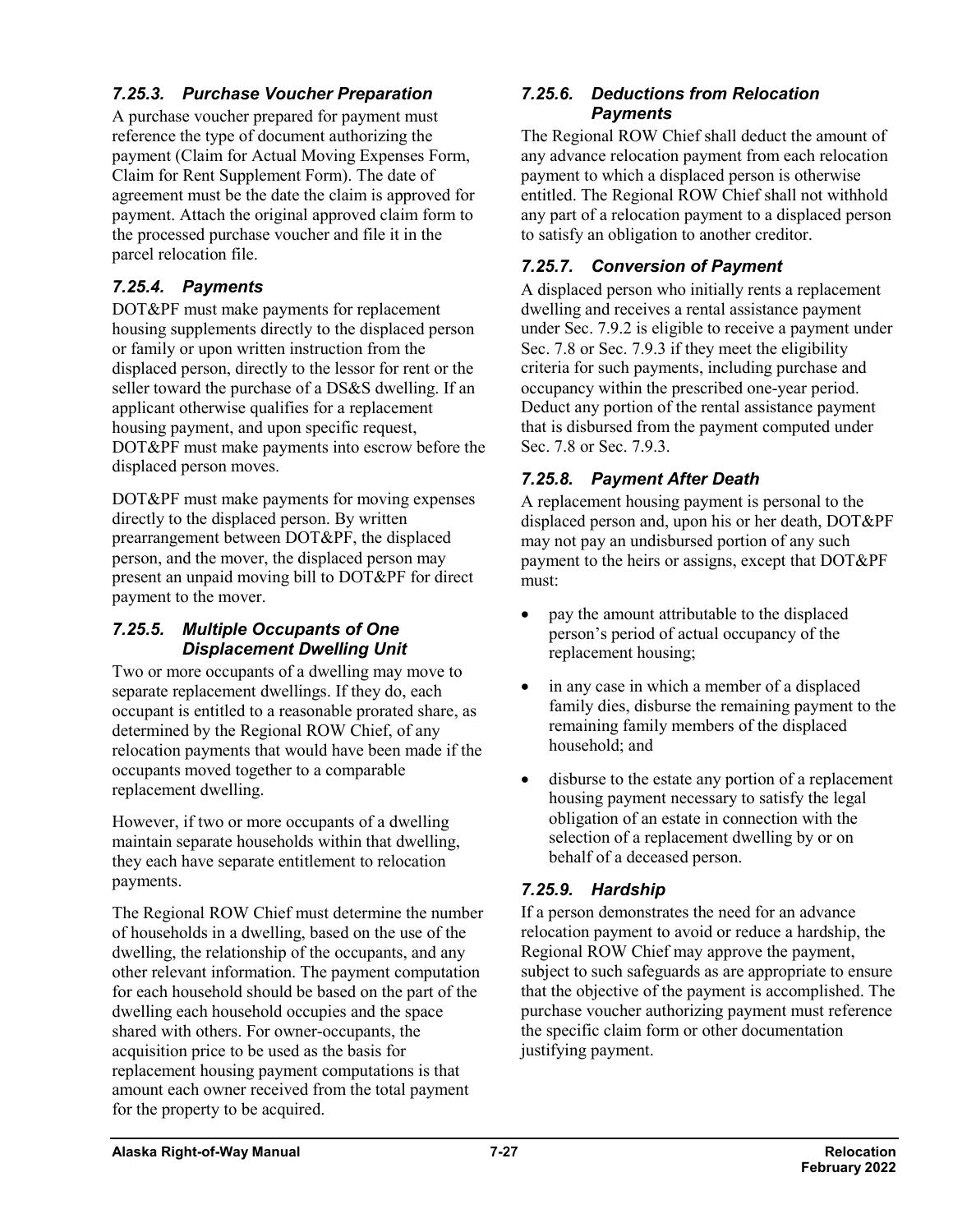### *7.25.3. Purchase Voucher Preparation*

A purchase voucher prepared for payment must reference the type of document authorizing the payment (Claim for Actual Moving Expenses Form, Claim for Rent Supplement Form). The date of agreement must be the date the claim is approved for payment. Attach the original approved claim form to the processed purchase voucher and file it in the parcel relocation file.

### *7.25.4. Payments*

DOT&PF must make payments for replacement housing supplements directly to the displaced person or family or upon written instruction from the displaced person, directly to the lessor for rent or the seller toward the purchase of a DS&S dwelling. If an applicant otherwise qualifies for a replacement housing payment, and upon specific request, DOT&PF must make payments into escrow before the displaced person moves.

DOT&PF must make payments for moving expenses directly to the displaced person. By written prearrangement between DOT&PF, the displaced person, and the mover, the displaced person may present an unpaid moving bill to DOT&PF for direct payment to the mover.

### *7.25.5. Multiple Occupants of One Displacement Dwelling Unit*

Two or more occupants of a dwelling may move to separate replacement dwellings. If they do, each occupant is entitled to a reasonable prorated share, as determined by the Regional ROW Chief, of any relocation payments that would have been made if the occupants moved together to a comparable replacement dwelling.

However, if two or more occupants of a dwelling maintain separate households within that dwelling, they each have separate entitlement to relocation payments.

The Regional ROW Chief must determine the number of households in a dwelling, based on the use of the dwelling, the relationship of the occupants, and any other relevant information. The payment computation for each household should be based on the part of the dwelling each household occupies and the space shared with others. For owner-occupants, the acquisition price to be used as the basis for replacement housing payment computations is that amount each owner received from the total payment for the property to be acquired.

### *7.25.6. Deductions from Relocation Payments*

The Regional ROW Chief shall deduct the amount of any advance relocation payment from each relocation payment to which a displaced person is otherwise entitled. The Regional ROW Chief shall not withhold any part of a relocation payment to a displaced person to satisfy an obligation to another creditor.

### *7.25.7. Conversion of Payment*

A displaced person who initially rents a replacement dwelling and receives a rental assistance payment under Sec. 7.9.2 is eligible to receive a payment under Sec. 7.8 or Sec. 7.9.3 if they meet the eligibility criteria for such payments, including purchase and occupancy within the prescribed one-year period. Deduct any portion of the rental assistance payment that is disbursed from the payment computed under Sec. 7.8 or Sec. 7.9.3.

### *7.25.8. Payment After Death*

A replacement housing payment is personal to the displaced person and, upon his or her death, DOT&PF may not pay an undisbursed portion of any such payment to the heirs or assigns, except that DOT&PF must:

- pay the amount attributable to the displaced person's period of actual occupancy of the replacement housing;
- in any case in which a member of a displaced family dies, disburse the remaining payment to the remaining family members of the displaced household; and
- disburse to the estate any portion of a replacement housing payment necessary to satisfy the legal obligation of an estate in connection with the selection of a replacement dwelling by or on behalf of a deceased person.

### *7.25.9. Hardship*

If a person demonstrates the need for an advance relocation payment to avoid or reduce a hardship, the Regional ROW Chief may approve the payment, subject to such safeguards as are appropriate to ensure that the objective of the payment is accomplished. The purchase voucher authorizing payment must reference the specific claim form or other documentation justifying payment.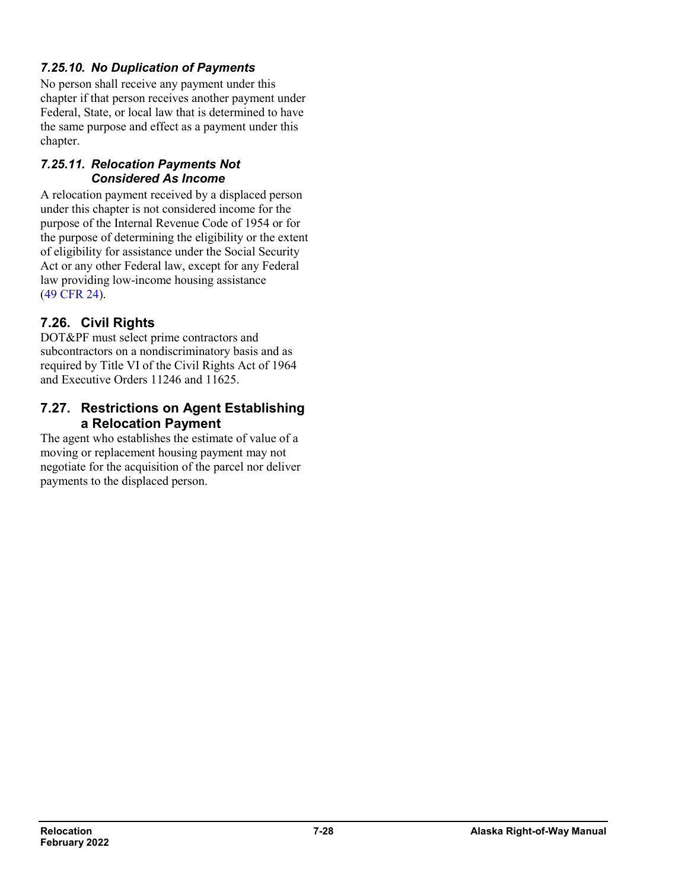#### *7.25.10. No Duplication of Payments*

No person shall receive any payment under this chapter if that person receives another payment under Federal, State, or local law that is determined to have the same purpose and effect as a payment under this chapter.

#### *7.25.11. Relocation Payments Not Considered As Income*

A relocation payment received by a displaced person under this chapter is not considered income for the purpose of the Internal Revenue Code of 1954 or for the purpose of determining the eligibility or the extent of eligibility for assistance under the Social Security Act or any other Federal law, except for any Federal law providing low-income housing assistance (49 CFR 24).

## 7.26. Civil Rights

DOT&PF must select prime contractors and subcontractors on a nondiscriminatory basis and as required by Title VI of the Civil Rights Act of 1964 and Executive Orders 11246 and 11625.

## 7.27. Restrictions on Agent Establishing a Relocation Payment

The agent who establishes the estimate of value of a moving or replacement housing payment may not negotiate for the acquisition of the parcel nor deliver payments to the displaced person.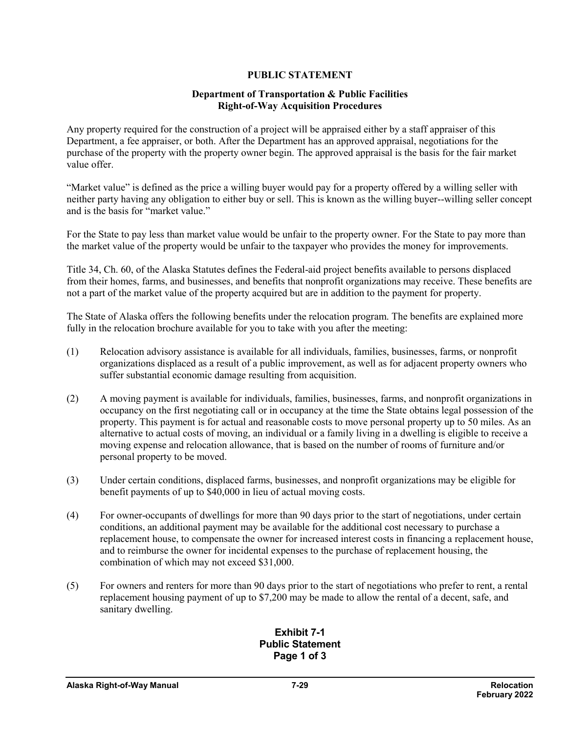# PUBLIC STATEMENT

## Department of Transportation & Public Facilities
## Right-of-Way Acquisition Procedures

Any property required for the construction of a project will be appraised either by a staff appraiser of this Department, a fee appraiser, or both. After the Department has an approved appraisal, negotiations for the purchase of the property with the property owner begin. The approved appraisal is the basis for the fair market value offer.

"Market value" is defined as the price a willing buyer would pay for a property offered by a willing seller with neither party having any obligation to either buy or sell. This is known as the willing buyer--willing seller concept and is the basis for "market value."

For the State to pay less than market value would be unfair to the property owner. For the State to pay more than the market value of the property would be unfair to the taxpayer who provides the money for improvements.

Title 34, Ch. 60, of the Alaska Statutes defines the Federal-aid project benefits available to persons displaced from their homes, farms, and businesses, and benefits that nonprofit organizations may receive. These benefits are not a part of the market value of the property acquired but are in addition to the payment for property.

The State of Alaska offers the following benefits under the relocation program. The benefits are explained more fully in the relocation brochure available for you to take with you after the meeting:

(1) Relocation advisory assistance is available for all individuals, families, businesses, farms, or nonprofit organizations displaced as a result of a public improvement, as well as for adjacent property owners who suffer substantial economic damage resulting from acquisition.

(2) A moving payment is available for individuals, families, businesses, farms, and nonprofit organizations in occupancy on the first negotiating call or in occupancy at the time the State obtains legal possession of the property. This payment is for actual and reasonable costs to move personal property up to 50 miles. As an alternative to actual costs of moving, an individual or a family living in a dwelling is eligible to receive a moving expense and relocation allowance, that is based on the number of rooms of furniture and/or personal property to be moved.

(3) Under certain conditions, displaced farms, businesses, and nonprofit organizations may be eligible for benefit payments of up to $40,000 in lieu of actual moving costs.

(4) For owner-occupants of dwellings for more than 90 days prior to the start of negotiations, under certain conditions, an additional payment may be available for the additional cost necessary to purchase a replacement house, to compensate the owner for increased interest costs in financing a replacement house, and to reimburse the owner for incidental expenses to the purchase of replacement housing, the combination of which may not exceed $31,000.

(5) For owners and renters for more than 90 days prior to the start of negotiations who prefer to rent, a rental replacement housing payment of up to $7,200 may be made to allow the rental of a decent, safe, and sanitary dwelling.

**Exhibit 7-1**
**Public Statement**
**Page 1 of 3**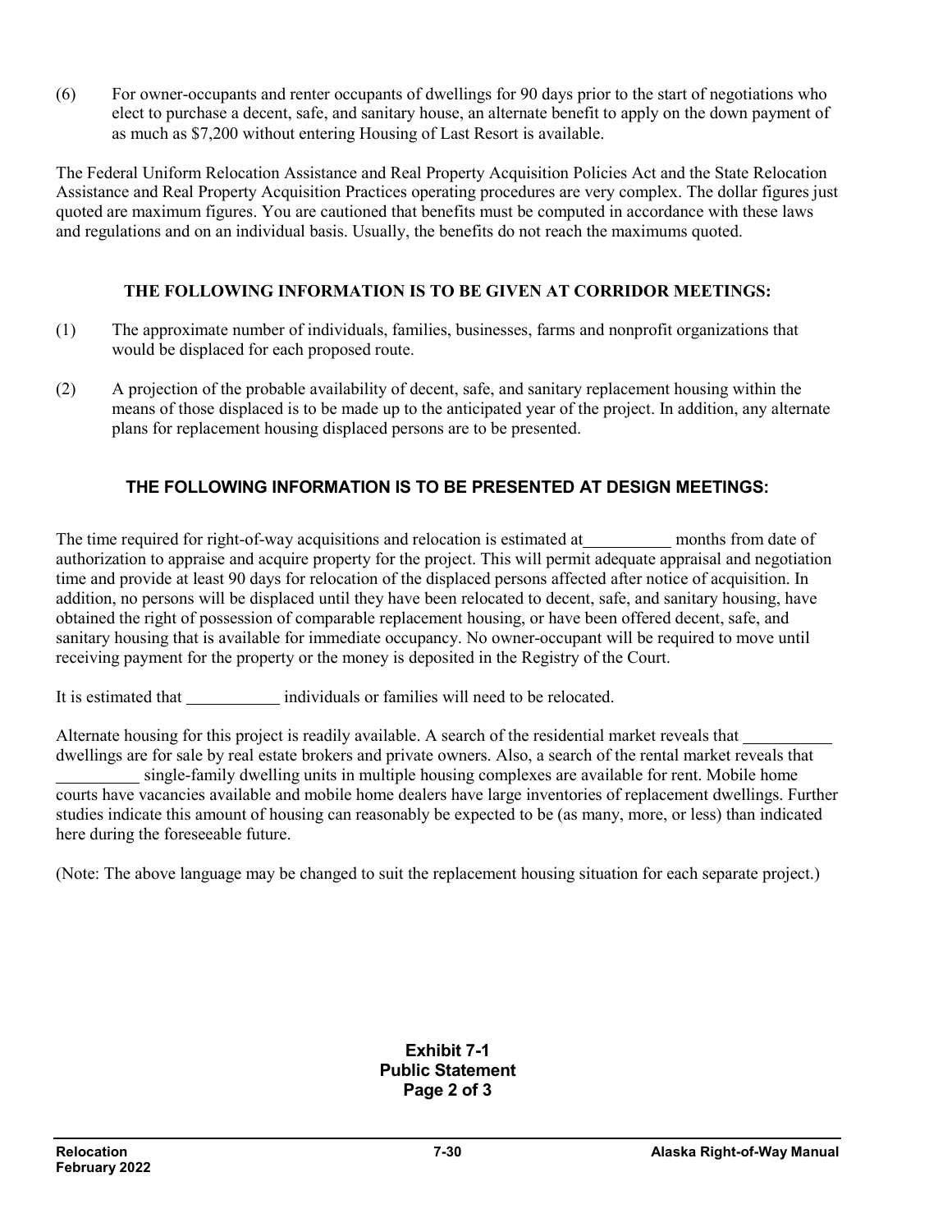(6) For owner-occupants and renter occupants of dwellings for 90 days prior to the start of negotiations who elect to purchase a decent, safe, and sanitary house, an alternate benefit to apply on the down payment of as much as $7,200 without entering Housing of Last Resort is available.

The Federal Uniform Relocation Assistance and Real Property Acquisition Policies Act and the State Relocation Assistance and Real Property Acquisition Practices operating procedures are very complex. The dollar figures just quoted are maximum figures. You are cautioned that benefits must be computed in accordance with these laws and regulations and on an individual basis. Usually, the benefits do not reach the maximums quoted.

**THE FOLLOWING INFORMATION IS TO BE GIVEN AT CORRIDOR MEETINGS:**

(1) The approximate number of individuals, families, businesses, farms and nonprofit organizations that would be displaced for each proposed route.

(2) A projection of the probable availability of decent, safe, and sanitary replacement housing within the means of those displaced is to be made up to the anticipated year of the project. In addition, any alternate plans for replacement housing displaced persons are to be presented.

**THE FOLLOWING INFORMATION IS TO BE PRESENTED AT DESIGN MEETINGS:**

The time required for right-of-way acquisitions and relocation is estimated at__________ months from date of authorization to appraise and acquire property for the project. This will permit adequate appraisal and negotiation time and provide at least 90 days for relocation of the displaced persons affected after notice of acquisition. In addition, no persons will be displaced until they have been relocated to decent, safe, and sanitary housing, have obtained the right of possession of comparable replacement housing, or have been offered decent, safe, and sanitary housing that is available for immediate occupancy. No owner-occupant will be required to move until receiving payment for the property or the money is deposited in the Registry of the Court.

It is estimated that ___________ individuals or families will need to be relocated.

Alternate housing for this project is readily available. A search of the residential market reveals that __________ dwellings are for sale by real estate brokers and private owners. Also, a search of the rental market reveals that __________ single-family dwelling units in multiple housing complexes are available for rent. Mobile home courts have vacancies available and mobile home dealers have large inventories of replacement dwellings. Further studies indicate this amount of housing can reasonably be expected to be (as many, more, or less) than indicated here during the foreseeable future.

(Note: The above language may be changed to suit the replacement housing situation for each separate project.)

**Exhibit 7-1**
**Public Statement**
**Page 2 of 3**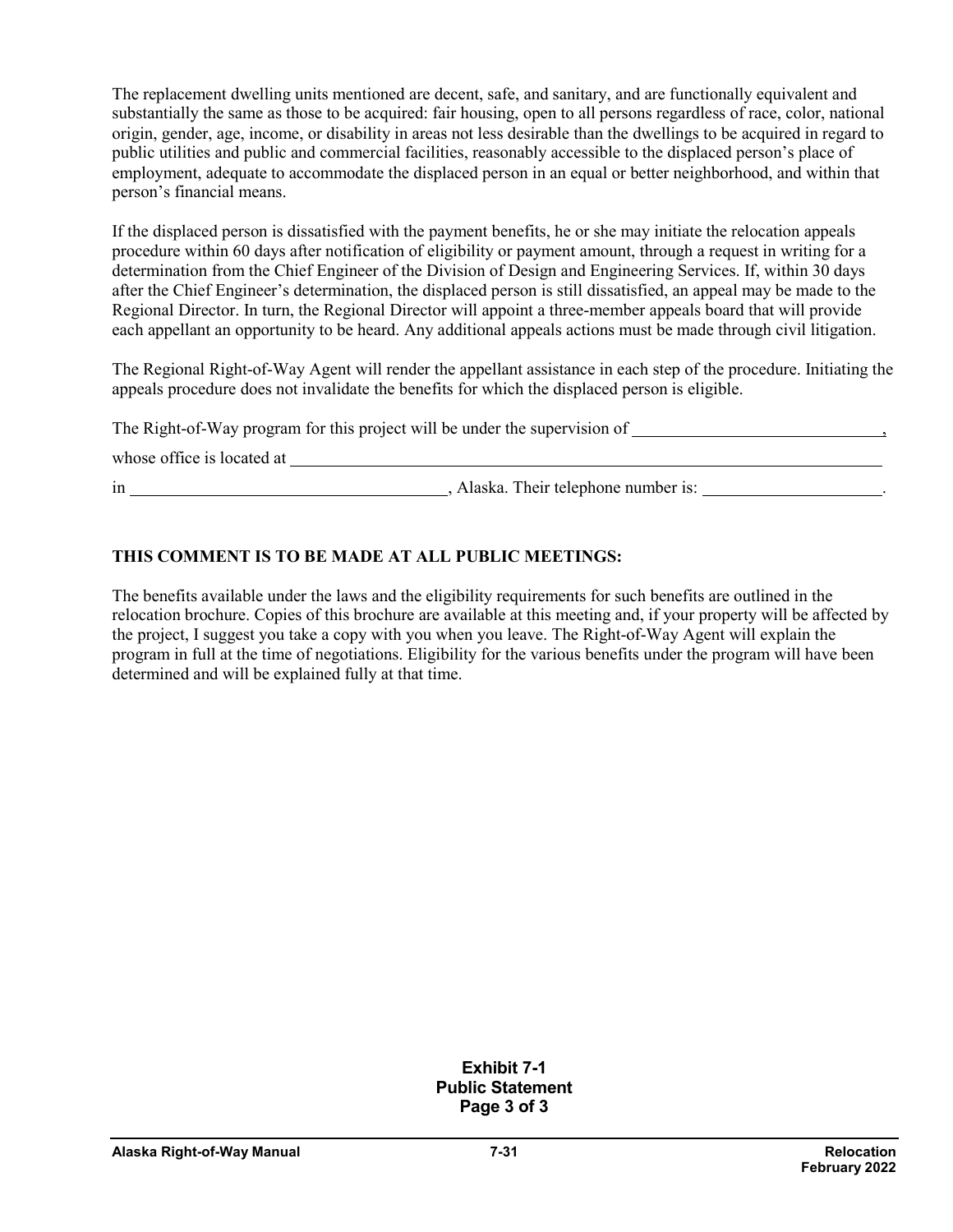The replacement dwelling units mentioned are decent, safe, and sanitary, and are functionally equivalent and substantially the same as those to be acquired: fair housing, open to all persons regardless of race, color, national origin, gender, age, income, or disability in areas not less desirable than the dwellings to be acquired in regard to public utilities and public and commercial facilities, reasonably accessible to the displaced person's place of employment, adequate to accommodate the displaced person in an equal or better neighborhood, and within that person's financial means.

If the displaced person is dissatisfied with the payment benefits, he or she may initiate the relocation appeals procedure within 60 days after notification of eligibility or payment amount, through a request in writing for a determination from the Chief Engineer of the Division of Design and Engineering Services. If, within 30 days after the Chief Engineer's determination, the displaced person is still dissatisfied, an appeal may be made to the Regional Director. In turn, the Regional Director will appoint a three-member appeals board that will provide each appellant an opportunity to be heard. Any additional appeals actions must be made through civil litigation.

The Regional Right-of-Way Agent will render the appellant assistance in each step of the procedure. Initiating the appeals procedure does not invalidate the benefits for which the displaced person is eligible.

The Right-of-Way program for this project will be under the supervision of ______________________________,

whose office is located at ______________________________________________________________________

in ______________________________, Alaska. Their telephone number is: ____________________.

**THIS COMMENT IS TO BE MADE AT ALL PUBLIC MEETINGS:**

The benefits available under the laws and the eligibility requirements for such benefits are outlined in the relocation brochure. Copies of this brochure are available at this meeting and, if your property will be affected by the project, I suggest you take a copy with you when you leave. The Right-of-Way Agent will explain the program in full at the time of negotiations. Eligibility for the various benefits under the program will have been determined and will be explained fully at that time.

**Exhibit 7-1**
**Public Statement**
**Page 3 of 3**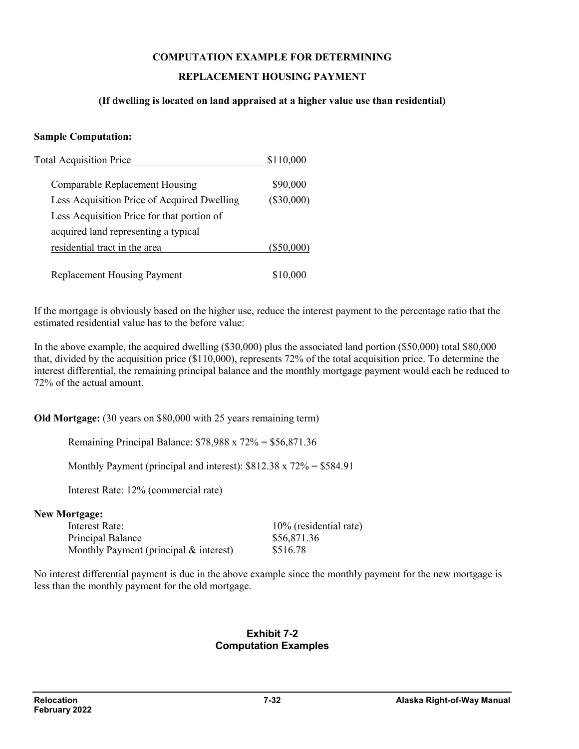**COMPUTATION EXAMPLE FOR DETERMINING**

**REPLACEMENT HOUSING PAYMENT**

**(If dwelling is located on land appraised at a higher value use than residential)**

**Sample Computation:**

| | |
|---|---|
| Total Acquisition Price | \$110,000 |
| Comparable Replacement Housing | \$90,000 |
| Less Acquisition Price of Acquired Dwelling | (\$30,000) |
| Less Acquisition Price for that portion of acquired land representing a typical residential tract in the area | (\$50,000) |
| Replacement Housing Payment | \$10,000 |

If the mortgage is obviously based on the higher use, reduce the interest payment to the percentage ratio that the estimated residential value has to the before value:

In the above example, the acquired dwelling (\$30,000) plus the associated land portion (\$50,000) total \$80,000 that, divided by the acquisition price (\$110,000), represents 72% of the total acquisition price. To determine the interest differential, the remaining principal balance and the monthly mortgage payment would each be reduced to 72% of the actual amount.

**Old Mortgage:** (30 years on \$80,000 with 25 years remaining term)

Remaining Principal Balance: \$78,988 x 72% = \$56,871.36

Monthly Payment (principal and interest): \$812.38 x 72% = \$584.91

Interest Rate: 12% (commercial rate)

**New Mortgage:**

| | |
|---|---|
| Interest Rate: | 10% (residential rate) |
| Principal Balance | \$56,871.36 |
| Monthly Payment (principal & interest) | \$516.78 |

No interest differential payment is due in the above example since the monthly payment for the new mortgage is less than the monthly payment for the old mortgage.

**Exhibit 7-2**
**Computation Examples**